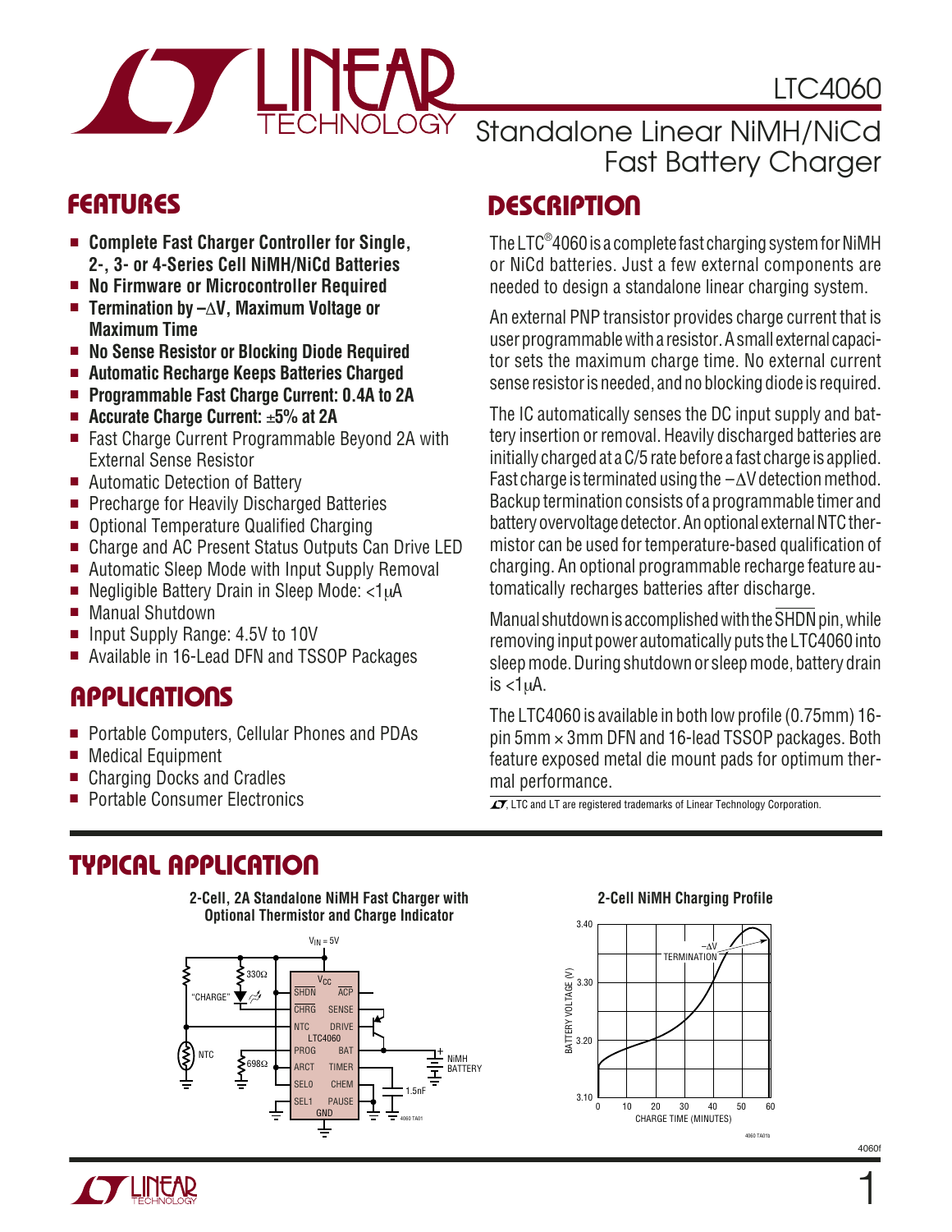# LTC4060

## Standalone Linear NiMH/NiCd Fast Battery Charger

## FEATURES

- **Complete Fast Charger Controller for Single, 2-, 3- or 4-Series Cell NiMH/NiCd Batteries**
- **No Firmware or Microcontroller Required**
- **Termination by –ΔV, Maximum Voltage or Maximum Time**
- **No Sense Resistor or Blocking Diode Required**
- **Automatic Recharge Keeps Batteries Charged**
- **Programmable Fast Charge Current: 0.4A to 2A**
- **Accurate Charge Current: ±5% at 2A**
- Fast Charge Current Programmable Beyond 2A with External Sense Resistor
- Automatic Detection of Battery
- Precharge for Heavily Discharged Batteries
- Optional Temperature Qualified Charging
- Charge and AC Present Status Outputs Can Drive LED
- Automatic Sleep Mode with Input Supply Removal
- Negligible Battery Drain in Sleep Mode: <1μA
- Manual Shutdown
- Input Supply Range: 4.5V to 10V
- Available in 16-Lead DFN and TSSOP Packages

## APPLICATIONS

- Portable Computers, Cellular Phones and PDAs
- Medical Equipment
- Charging Docks and Cradles
- Portable Consumer Electronics

## DESCRIPTION

The LTC®4060 is a complete fast charging system for NiMH or NiCd batteries. Just a few external components are needed to design a standalone linear charging system.

An external PNP transistor provides charge current that is user programmable with a resistor. A small external capacitor sets the maximum charge time. No external current sense resistor is needed, and no blocking diode is required.

The IC automatically senses the DC input supply and battery insertion or removal. Heavily discharged batteries are initially charged at a C/5 rate before a fast charge is applied. Fast charge is terminated using the –ΔV detection method. Backup termination consists of a programmable timer and battery overvoltage detector. An optional external NTC thermistor can be used for temperature-based qualification of charging. An optional programmable recharge feature automatically recharges batteries after discharge.

Manual shutdown is accomplished with the $\overline{\text{SHDN}}$ pin, while removing input power automatically puts the LTC4060 into sleep mode. During shutdown or sleep mode, battery drain is <1μA.

The LTC4060 is available in both low profile (0.75mm) 16-pin 5mm × 3mm DFN and 16-lead TSSOP packages. Both feature exposed metal die mount pads for optimum thermal performance.

LT, LTC and LT are registered trademarks of Linear Technology Corporation.

## TYPICAL APPLICATION

**2-Cell, 2A Standalone NiMH Fast Charger with Optional Thermistor and Charge Indicator**

**2-Cell NiMH Charging Profile**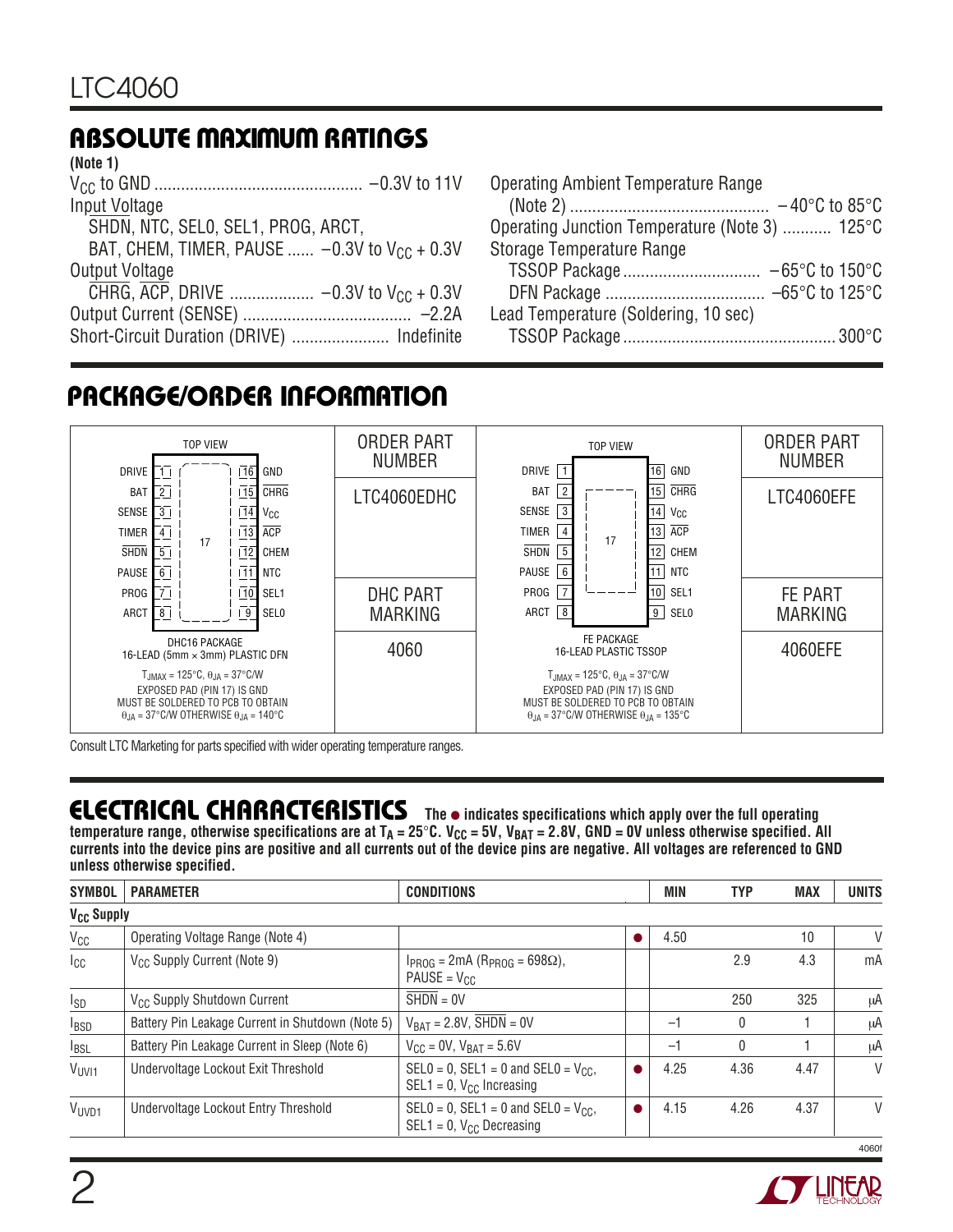## ABSOLUTE MAXIMUM RATINGS

**(Note 1)**

$V_{CC}$ to GND .............................................. –0.3V to 11V
Input Voltage
  SHDN, NTC, SEL0, SEL1, PROG, ARCT,
  BAT, CHEM, TIMER, PAUSE ...... –0.3V to $V_{CC}$ + 0.3V
Output Voltage
  CHRG, ACP, DRIVE .................. –0.3V to $V_{CC}$ + 0.3V
Output Current (SENSE) ..................................... –2.2A
Short-Circuit Duration (DRIVE) ..................... Indefinite

Operating Ambient Temperature Range
  (Note 2) ............................................ –40°C to 85°C
Operating Junction Temperature (Note 3) ........... 125°C
Storage Temperature Range
  TSSOP Package .............................. –65°C to 150°C
  DFN Package ................................... –65°C to 125°C
Lead Temperature (Soldering, 10 sec)
  TSSOP Package ............................................... 300°C

## PACKAGE/ORDER INFORMATION

**DHC16 PACKAGE — 16-LEAD (5mm × 3mm) PLASTIC DFN (TOP VIEW)**

| Pin | Name | Pin | Name |
|---|---|---|---|
| 1 | DRIVE | 16 | GND |
| 2 | BAT | 15 | CHRG |
| 3 | SENSE | 14 | $V_{CC}$ |
| 4 | TIMER | 13 | ACP |
| 5 | SHDN | 12 | CHEM |
| 6 | PAUSE | 11 | NTC |
| 7 | PROG | 10 | SEL1 |
| 8 | ARCT | 9 | SEL0 |

$T_{JMAX}$ = 125°C, $\theta_{JA}$ = 37°C/W
EXPOSED PAD (PIN 17) IS GND
MUST BE SOLDERED TO PCB TO OBTAIN
$\theta_{JA}$ = 37°C/W OTHERWISE $\theta_{JA}$ = 140°C

| ORDER PART NUMBER | DHC PART MARKING |
|---|---|
| LTC4060EDHC | 4060 |

**FE PACKAGE — 16-LEAD PLASTIC TSSOP (TOP VIEW)**

| Pin | Name | Pin | Name |
|---|---|---|---|
| 1 | DRIVE | 16 | GND |
| 2 | BAT | 15 | CHRG |
| 3 | SENSE | 14 | $V_{CC}$ |
| 4 | TIMER | 13 | ACP |
| 5 | SHDN | 12 | CHEM |
| 6 | PAUSE | 11 | NTC |
| 7 | PROG | 10 | SEL1 |
| 8 | ARCT | 9 | SEL0 |

$T_{JMAX}$ = 125°C, $\theta_{JA}$ = 37°C/W
EXPOSED PAD (PIN 17) IS GND
MUST BE SOLDERED TO PCB TO OBTAIN
$\theta_{JA}$ = 37°C/W OTHERWISE $\theta_{JA}$ = 135°C

| ORDER PART NUMBER | FE PART MARKING |
|---|---|
| LTC4060EFE | 4060EFE |

Consult LTC Marketing for parts specified with wider operating temperature ranges.

## ELECTRICAL CHARACTERISTICS

**The ● indicates specifications which apply over the full operating temperature range, otherwise specifications are at $T_A$ = 25°C. $V_{CC}$ = 5V, $V_{BAT}$ = 2.8V, GND = 0V unless otherwise specified. All currents into the device pins are positive and all currents out of the device pins are negative. All voltages are referenced to GND unless otherwise specified.**

| SYMBOL | PARAMETER | CONDITIONS | | MIN | TYP | MAX | UNITS |
|---|---|---|---|---|---|---|---|
| **$V_{CC}$ Supply** | | | | | | | |
| $V_{CC}$ | Operating Voltage Range (Note 4) | | ● | 4.50 | | 10 | V |
| $I_{CC}$ | $V_{CC}$ Supply Current (Note 9) | $I_{PROG}$ = 2mA ($R_{PROG}$ = 698Ω), PAUSE = $V_{CC}$ | | | 2.9 | 4.3 | mA |
| $I_{SD}$ | $V_{CC}$ Supply Shutdown Current | SHDN = 0V | | | 250 | 325 | µA |
| $I_{BSD}$ | Battery Pin Leakage Current in Shutdown (Note 5) | $V_{BAT}$ = 2.8V, SHDN = 0V | | –1 | 0 | 1 | µA |
| $I_{BSL}$ | Battery Pin Leakage Current in Sleep (Note 6) | $V_{CC}$ = 0V, $V_{BAT}$ = 5.6V | | –1 | 0 | 1 | µA |
| $V_{UVI1}$ | Undervoltage Lockout Exit Threshold | SEL0 = 0, SEL1 = 0 and SEL0 = $V_{CC}$, SEL1 = 0, $V_{CC}$ Increasing | ● | 4.25 | 4.36 | 4.47 | V |
| $V_{UVD1}$ | Undervoltage Lockout Entry Threshold | SEL0 = 0, SEL1 = 0 and SEL0 = $V_{CC}$, SEL1 = 0, $V_{CC}$ Decreasing | ● | 4.15 | 4.26 | 4.37 | V |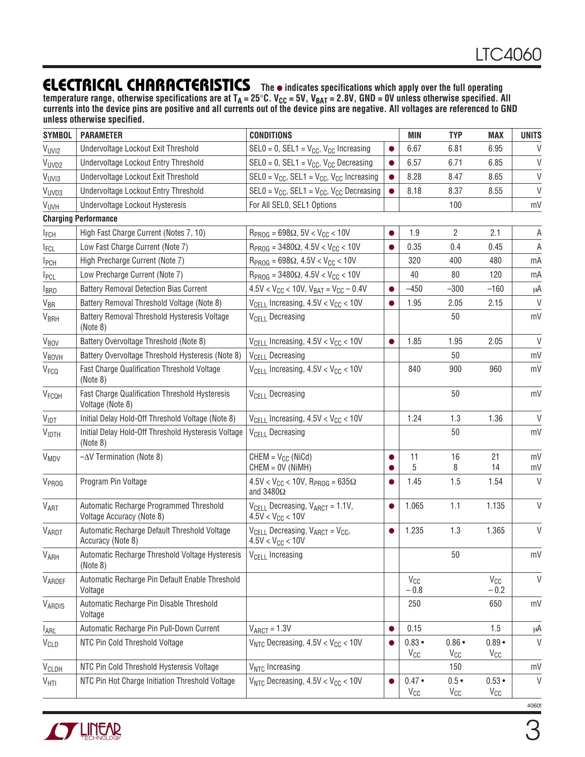## ELECTRICAL CHARACTERISTICS

**The ● indicates specifications which apply over the full operating temperature range, otherwise specifications are at $T_A$ = 25°C. $V_{CC}$ = 5V, $V_{BAT}$ = 2.8V, GND = 0V unless otherwise specified. All currents into the device pins are positive and all currents out of the device pins are negative. All voltages are referenced to GND unless otherwise specified.**

| SYMBOL | PARAMETER | CONDITIONS | | MIN | TYP | MAX | UNITS |
|---|---|---|---|---|---|---|---|
| $V_{UVI2}$ | Undervoltage Lockout Exit Threshold | SEL0 = 0, SEL1 = $V_{CC}$, $V_{CC}$ Increasing | ● | 6.67 | 6.81 | 6.95 | V |
| $V_{UVD2}$ | Undervoltage Lockout Entry Threshold | SEL0 = 0, SEL1 = $V_{CC}$, $V_{CC}$ Decreasing | ● | 6.57 | 6.71 | 6.85 | V |
| $V_{UVI3}$ | Undervoltage Lockout Exit Threshold | SEL0 = $V_{CC}$, SEL1 = $V_{CC}$, $V_{CC}$ Increasing | ● | 8.28 | 8.47 | 8.65 | V |
| $V_{UVD3}$ | Undervoltage Lockout Entry Threshold | SEL0 = $V_{CC}$, SEL1 = $V_{CC}$, $V_{CC}$ Decreasing | ● | 8.18 | 8.37 | 8.55 | V |
| $V_{UVH}$ | Undervoltage Lockout Hysteresis | For All SEL0, SEL1 Options | | | 100 | | mV |
| **Charging Performance** | | | | | | | |
| $I_{FCH}$ | High Fast Charge Current (Notes 7, 10) | $R_{PROG}$ = 698Ω, 5V < $V_{CC}$ < 10V | ● | 1.9 | 2 | 2.1 | A |
| $I_{FCL}$ | Low Fast Charge Current (Note 7) | $R_{PROG}$ = 3480Ω, 4.5V < $V_{CC}$ < 10V | ● | 0.35 | 0.4 | 0.45 | A |
| $I_{PCH}$ | High Precharge Current (Note 7) | $R_{PROG}$ = 698Ω, 4.5V < $V_{CC}$ < 10V | | 320 | 400 | 480 | mA |
| $I_{PCL}$ | Low Precharge Current (Note 7) | $R_{PROG}$ = 3480Ω, 4.5V < $V_{CC}$ < 10V | | 40 | 80 | 120 | mA |
| $I_{BRD}$ | Battery Removal Detection Bias Current | 4.5V < $V_{CC}$ < 10V, $V_{BAT}$ = $V_{CC}$ – 0.4V | ● | –450 | –300 | –160 | µA |
| $V_{BR}$ | Battery Removal Threshold Voltage (Note 8) | $V_{CELL}$ Increasing, 4.5V < $V_{CC}$ < 10V | ● | 1.95 | 2.05 | 2.15 | V |
| $V_{BRH}$ | Battery Removal Threshold Hysteresis Voltage (Note 8) | $V_{CELL}$ Decreasing | | | 50 | | mV |
| $V_{BOV}$ | Battery Overvoltage Threshold (Note 8) | $V_{CELL}$ Increasing, 4.5V < $V_{CC}$ < 10V | ● | 1.85 | 1.95 | 2.05 | V |
| $V_{BOVH}$ | Battery Overvoltage Threshold Hysteresis (Note 8) | $V_{CELL}$ Decreasing | | | 50 | | mV |
| $V_{FCQ}$ | Fast Charge Qualification Threshold Voltage (Note 8) | $V_{CELL}$ Increasing, 4.5V < $V_{CC}$ < 10V | | 840 | 900 | 960 | mV |
| $V_{FCQH}$ | Fast Charge Qualification Threshold Hysteresis Voltage (Note 8) | $V_{CELL}$ Decreasing | | | 50 | | mV |
| $V_{IDT}$ | Initial Delay Hold-Off Threshold Voltage (Note 8) | $V_{CELL}$ Increasing, 4.5V < $V_{CC}$ < 10V | | 1.24 | 1.3 | 1.36 | V |
| $V_{IDTH}$ | Initial Delay Hold-Off Threshold Hysteresis Voltage (Note 8) | $V_{CELL}$ Decreasing | | | 50 | | mV |
| $V_{MDV}$ | –ΔV Termination (Note 8) | CHEM = $V_{CC}$ (NiCd)<br>CHEM = 0V (NiMH) | ●<br>● | 11<br>5 | 16<br>8 | 21<br>14 | mV<br>mV |
| $V_{PROG}$ | Program Pin Voltage | 4.5V < $V_{CC}$ < 10V, $R_{PROG}$ = 635Ω and 3480Ω | ● | 1.45 | 1.5 | 1.54 | V |
| $V_{ART}$ | Automatic Recharge Programmed Threshold Voltage Accuracy (Note 8) | $V_{CELL}$ Decreasing, $V_{ARCT}$ = 1.1V, 4.5V < $V_{CC}$ < 10V | ● | 1.065 | 1.1 | 1.135 | V |
| $V_{ARDT}$ | Automatic Recharge Default Threshold Voltage Accuracy (Note 8) | $V_{CELL}$ Decreasing, $V_{ARCT}$ = $V_{CC}$, 4.5V < $V_{CC}$ < 10V | ● | 1.235 | 1.3 | 1.365 | V |
| $V_{ARH}$ | Automatic Recharge Threshold Voltage Hysteresis (Note 8) | $V_{CELL}$ Increasing | | | 50 | | mV |
| $V_{ARDEF}$ | Automatic Recharge Pin Default Enable Threshold Voltage | | | $V_{CC}$ – 0.8 | | $V_{CC}$ – 0.2 | V |
| $V_{ARDIS}$ | Automatic Recharge Pin Disable Threshold Voltage | | | 250 | | 650 | mV |
| $I_{ARL}$ | Automatic Recharge Pin Pull-Down Current | $V_{ARCT}$ = 1.3V | ● | 0.15 | | 1.5 | µA |
| $V_{CLD}$ | NTC Pin Cold Threshold Voltage | $V_{NTC}$ Decreasing, 4.5V < $V_{CC}$ < 10V | ● | 0.83 • $V_{CC}$ | 0.86 • $V_{CC}$ | 0.89 • $V_{CC}$ | V |
| $V_{CLDH}$ | NTC Pin Cold Threshold Hysteresis Voltage | $V_{NTC}$ Increasing | | | 150 | | mV |
| $V_{HTI}$ | NTC Pin Hot Charge Initiation Threshold Voltage | $V_{NTC}$ Decreasing, 4.5V < $V_{CC}$ < 10V | ● | 0.47 • $V_{CC}$ | 0.5 • $V_{CC}$ | 0.53 • $V_{CC}$ | V |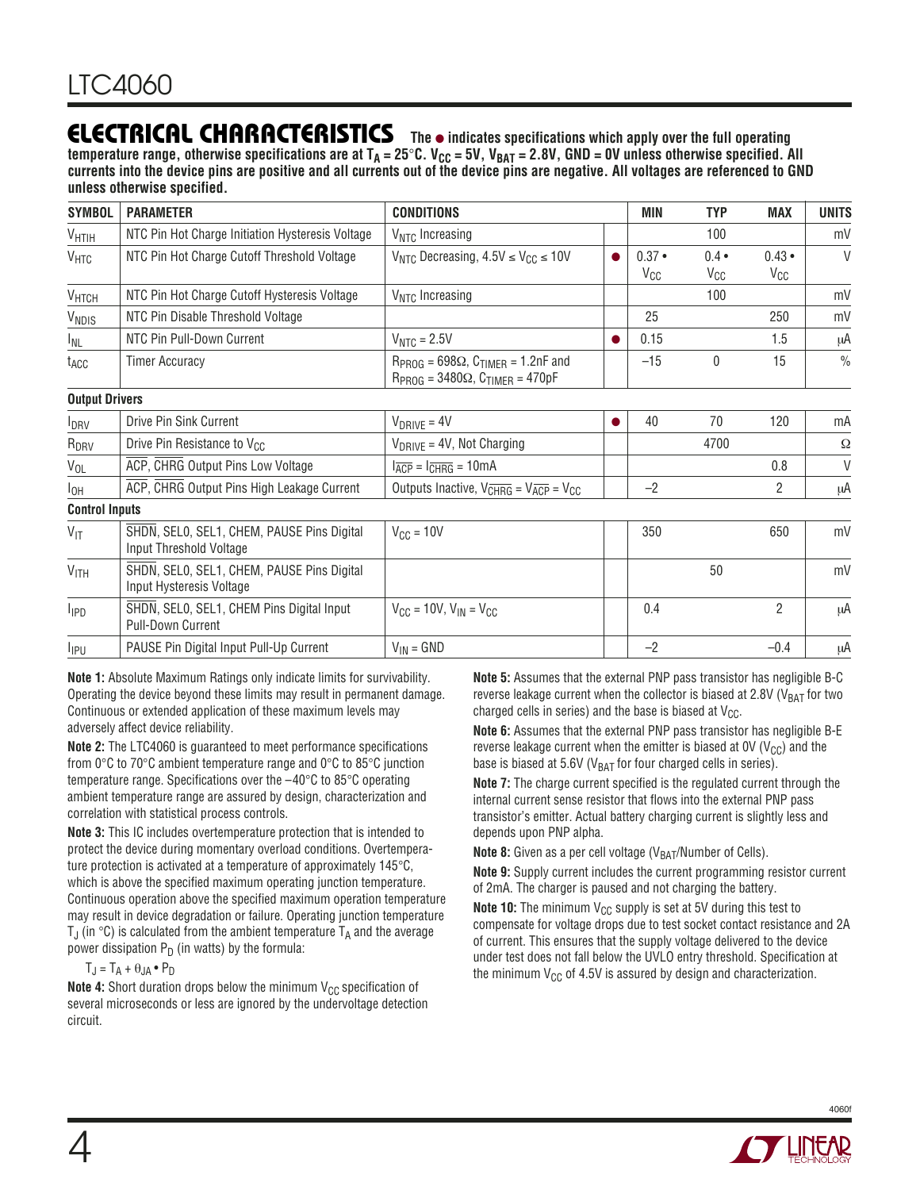## ELECTRICAL CHARACTERISTICS

**The ● indicates specifications which apply over the full operating temperature range, otherwise specifications are at $T_A$ = 25°C. $V_{CC}$ = 5V, $V_{BAT}$ = 2.8V, GND = 0V unless otherwise specified. All currents into the device pins are positive and all currents out of the device pins are negative. All voltages are referenced to GND unless otherwise specified.**

| SYMBOL | PARAMETER | CONDITIONS | | MIN | TYP | MAX | UNITS |
|---|---|---|---|---|---|---|---|
| $V_{HTIH}$ | NTC Pin Hot Charge Initiation Hysteresis Voltage | $V_{NTC}$ Increasing | | | 100 | | mV |
| $V_{HTC}$ | NTC Pin Hot Charge Cutoff Threshold Voltage | $V_{NTC}$ Decreasing, 4.5V ≤ $V_{CC}$ ≤ 10V | ● | 0.37 • $V_{CC}$ | 0.4 • $V_{CC}$ | 0.43 • $V_{CC}$ | V |
| $V_{HTCH}$ | NTC Pin Hot Charge Cutoff Hysteresis Voltage | $V_{NTC}$ Increasing | | | 100 | | mV |
| $V_{NDIS}$ | NTC Pin Disable Threshold Voltage | | | 25 | | 250 | mV |
| $I_{NL}$ | NTC Pin Pull-Down Current | $V_{NTC}$ = 2.5V | ● | 0.15 | | 1.5 | μA |
| $t_{ACC}$ | Timer Accuracy | $R_{PROG}$ = 698Ω, $C_{TIMER}$ = 1.2nF and $R_{PROG}$ = 3480Ω, $C_{TIMER}$ = 470pF | | –15 | 0 | 15 | % |
| **Output Drivers** | | | | | | | |
| $I_{DRV}$ | Drive Pin Sink Current | $V_{DRIVE}$ = 4V | ● | 40 | 70 | 120 | mA |
| $R_{DRV}$ | Drive Pin Resistance to $V_{CC}$ | $V_{DRIVE}$ = 4V, Not Charging | | | 4700 | | Ω |
| $V_{OL}$ | $\overline{ACP}$, $\overline{CHRG}$ Output Pins Low Voltage | $I_{\overline{ACP}}$ = $I_{\overline{CHRG}}$ = 10mA | | | | 0.8 | V |
| $I_{OH}$ | $\overline{ACP}$, $\overline{CHRG}$ Output Pins High Leakage Current | Outputs Inactive, $V_{\overline{CHRG}}$ = $V_{\overline{ACP}}$ = $V_{CC}$ | | –2 | | 2 | μA |
| **Control Inputs** | | | | | | | |
| $V_{IT}$ | $\overline{SHDN}$, SEL0, SEL1, CHEM, PAUSE Pins Digital Input Threshold Voltage | $V_{CC}$ = 10V | | 350 | | 650 | mV |
| $V_{ITH}$ | $\overline{SHDN}$, SEL0, SEL1, CHEM, PAUSE Pins Digital Input Hysteresis Voltage | | | | 50 | | mV |
| $I_{IPD}$ | $\overline{SHDN}$, SEL0, SEL1, CHEM Pins Digital Input Pull-Down Current | $V_{CC}$ = 10V, $V_{IN}$ = $V_{CC}$ | | 0.4 | | 2 | μA |
| $I_{IPU}$ | PAUSE Pin Digital Input Pull-Up Current | $V_{IN}$ = GND | | –2 | | –0.4 | μA |

**Note 1:** Absolute Maximum Ratings only indicate limits for survivability. Operating the device beyond these limits may result in permanent damage. Continuous or extended application of these maximum levels may adversely affect device reliability.

**Note 2:** The LTC4060 is guaranteed to meet performance specifications from 0°C to 70°C ambient temperature range and 0°C to 85°C junction temperature range. Specifications over the –40°C to 85°C operating ambient temperature range are assured by design, characterization and correlation with statistical process controls.

**Note 3:** This IC includes overtemperature protection that is intended to protect the device during momentary overload conditions. Overtemperature protection is activated at a temperature of approximately 145°C, which is above the specified maximum operating junction temperature. Continuous operation above the specified maximum operation temperature may result in device degradation or failure. Operating junction temperature $T_J$ (in °C) is calculated from the ambient temperature $T_A$ and the average power dissipation $P_D$ (in watts) by the formula:

$$T_J = T_A + \theta_{JA} \bullet P_D$$

**Note 4:** Short duration drops below the minimum $V_{CC}$ specification of several microseconds or less are ignored by the undervoltage detection circuit.

**Note 5:** Assumes that the external PNP pass transistor has negligible B-C reverse leakage current when the collector is biased at 2.8V ($V_{BAT}$ for two charged cells in series) and the base is biased at $V_{CC}$.

**Note 6:** Assumes that the external PNP pass transistor has negligible B-E reverse leakage current when the emitter is biased at 0V ($V_{CC}$) and the base is biased at 5.6V ($V_{BAT}$ for four charged cells in series).

**Note 7:** The charge current specified is the regulated current through the internal current sense resistor that flows into the external PNP pass transistor's emitter. Actual battery charging current is slightly less and depends upon PNP alpha.

**Note 8:** Given as a per cell voltage ($V_{BAT}$/Number of Cells).

**Note 9:** Supply current includes the current programming resistor current of 2mA. The charger is paused and not charging the battery.

**Note 10:** The minimum $V_{CC}$ supply is set at 5V during this test to compensate for voltage drops due to test socket contact resistance and 2A of current. This ensures that the supply voltage delivered to the device under test does not fall below the UVLO entry threshold. Specification at the minimum $V_{CC}$ of 4.5V is assured by design and characterization.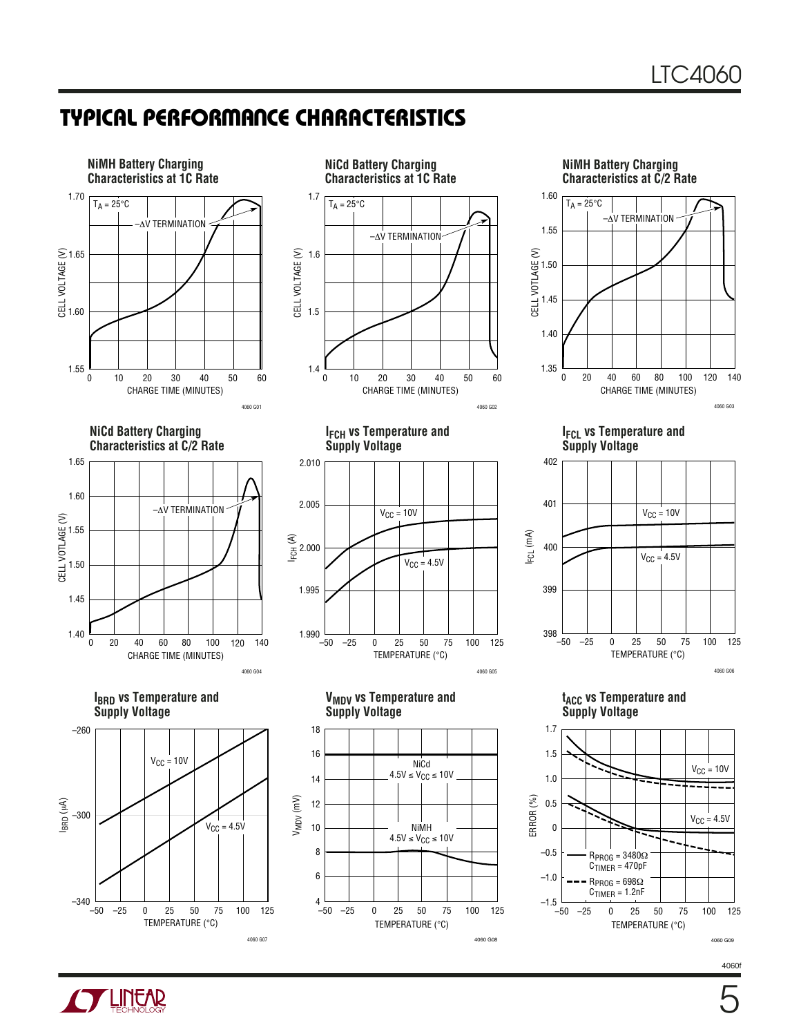## TYPICAL PERFORMANCE CHARACTERISTICS

**NiMH Battery Charging Characteristics at 1C Rate**

$T_A = 25°C$

–ΔV TERMINATION

CELL VOLTAGE (V)

CHARGE TIME (MINUTES)

4060 G01

**NiCd Battery Charging Characteristics at 1C Rate**

$T_A = 25°C$

–ΔV TERMINATION

CELL VOLTAGE (V)

CHARGE TIME (MINUTES)

4060 G02

**NiMH Battery Charging Characteristics at C/2 Rate**

$T_A = 25°C$

–ΔV TERMINATION

CELL VOTLAGE (V)

CHARGE TIME (MINUTES)

4060 G03

**NiCd Battery Charging Characteristics at C/2 Rate**

–ΔV TERMINATION

CELL VOLTAGE (V)

CHARGE TIME (MINUTES)

4060 G04

**$I_{FCH}$ vs Temperature and Supply Voltage**

$V_{CC} = 10V$

$V_{CC} = 4.5V$

$I_{FCH}$ (A)

TEMPERATURE (°C)

4060 G05

**$I_{FCL}$ vs Temperature and Supply Voltage**

$V_{CC} = 10V$

$V_{CC} = 4.5V$

$I_{FCL}$ (mA)

TEMPERATURE (°C)

4060 G06

**$I_{BRD}$ vs Temperature and Supply Voltage**

$V_{CC} = 10V$

$V_{CC} = 4.5V$

$I_{BRD}$ (μA)

TEMPERATURE (°C)

4060 G07

**$V_{MDV}$ vs Temperature and Supply Voltage**

NiCd $4.5V \le V_{CC} \le 10V$

NiMH $4.5V \le V_{CC} \le 10V$

$V_{MDV}$ (mV)

TEMPERATURE (°C)

4060 G08

**$t_{ACC}$ vs Temperature and Supply Voltage**

$V_{CC} = 10V$

$V_{CC} = 4.5V$

$R_{PROG} = 3480\Omega$, $C_{TIMER} = 470pF$

$R_{PROG} = 698\Omega$, $C_{TIMER} = 1.2nF$

ERROR (%)

TEMPERATURE (°C)

4060 G09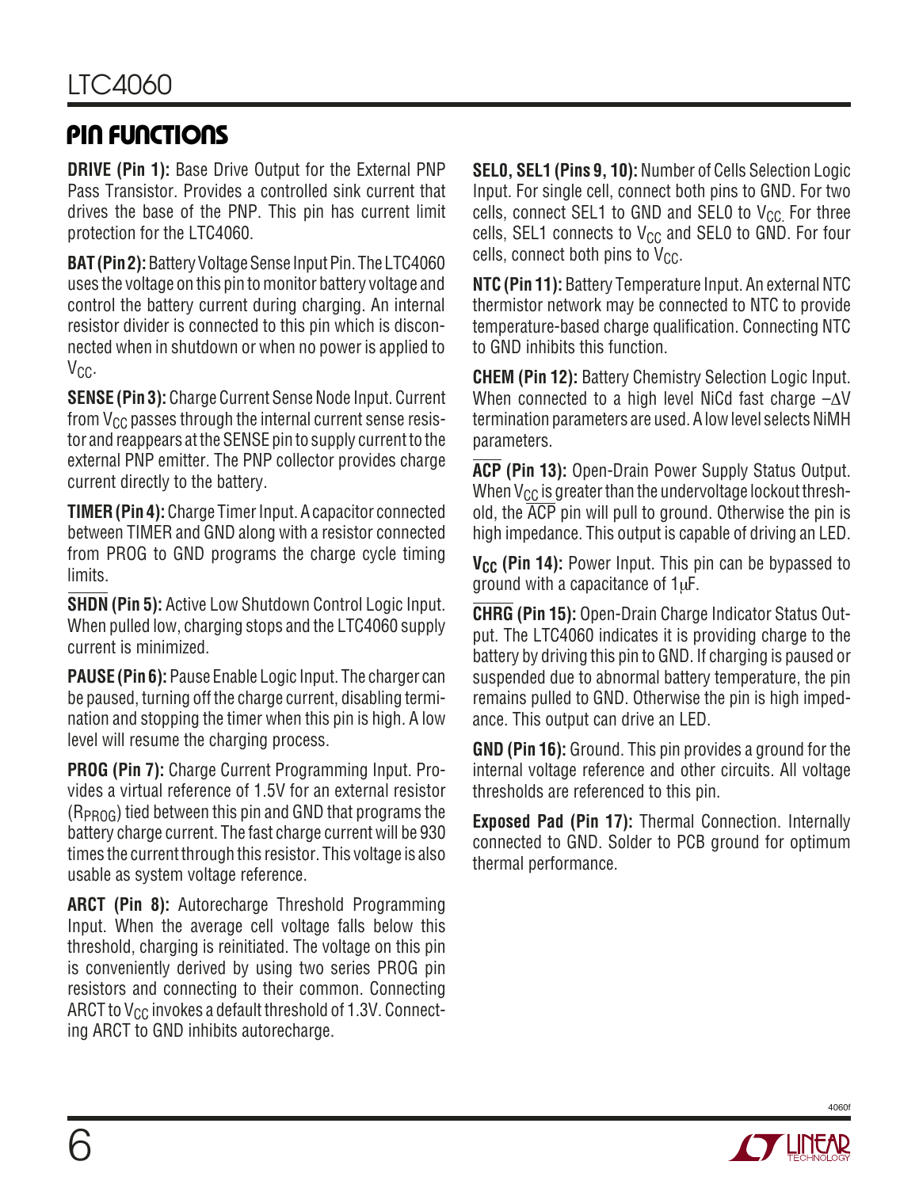## PIN FUNCTIONS

**DRIVE (Pin 1):** Base Drive Output for the External PNP Pass Transistor. Provides a controlled sink current that drives the base of the PNP. This pin has current limit protection for the LTC4060.

**BAT (Pin 2):** Battery Voltage Sense Input Pin. The LTC4060 uses the voltage on this pin to monitor battery voltage and control the battery current during charging. An internal resistor divider is connected to this pin which is disconnected when in shutdown or when no power is applied to $V_{CC}$.

**SENSE (Pin 3):** Charge Current Sense Node Input. Current from $V_{CC}$ passes through the internal current sense resistor and reappears at the SENSE pin to supply current to the external PNP emitter. The PNP collector provides charge current directly to the battery.

**TIMER (Pin 4):** Charge Timer Input. A capacitor connected between TIMER and GND along with a resistor connected from PROG to GND programs the charge cycle timing limits.

**$\overline{\text{SHDN}}$ (Pin 5):** Active Low Shutdown Control Logic Input. When pulled low, charging stops and the LTC4060 supply current is minimized.

**PAUSE (Pin 6):** Pause Enable Logic Input. The charger can be paused, turning off the charge current, disabling termination and stopping the timer when this pin is high. A low level will resume the charging process.

**PROG (Pin 7):** Charge Current Programming Input. Provides a virtual reference of 1.5V for an external resistor ($R_{PROG}$) tied between this pin and GND that programs the battery charge current. The fast charge current will be 930 times the current through this resistor. This voltage is also usable as system voltage reference.

**ARCT (Pin 8):** Autorecharge Threshold Programming Input. When the average cell voltage falls below this threshold, charging is reinitiated. The voltage on this pin is conveniently derived by using two series PROG pin resistors and connecting to their common. Connecting ARCT to $V_{CC}$ invokes a default threshold of 1.3V. Connecting ARCT to GND inhibits autorecharge.

**SEL0, SEL1 (Pins 9, 10):** Number of Cells Selection Logic Input. For single cell, connect both pins to GND. For two cells, connect SEL1 to GND and SEL0 to $V_{CC}$. For three cells, SEL1 connects to $V_{CC}$ and SEL0 to GND. For four cells, connect both pins to $V_{CC}$.

**NTC (Pin 11):** Battery Temperature Input. An external NTC thermistor network may be connected to NTC to provide temperature-based charge qualification. Connecting NTC to GND inhibits this function.

**CHEM (Pin 12):** Battery Chemistry Selection Logic Input. When connected to a high level NiCd fast charge $-\Delta V$ termination parameters are used. A low level selects NiMH parameters.

**$\overline{\text{ACP}}$ (Pin 13):** Open-Drain Power Supply Status Output. When $V_{CC}$ is greater than the undervoltage lockout threshold, the $\overline{\text{ACP}}$ pin will pull to ground. Otherwise the pin is high impedance. This output is capable of driving an LED.

**$V_{CC}$ (Pin 14):** Power Input. This pin can be bypassed to ground with a capacitance of 1μF.

**$\overline{\text{CHRG}}$ (Pin 15):** Open-Drain Charge Indicator Status Output. The LTC4060 indicates it is providing charge to the battery by driving this pin to GND. If charging is paused or suspended due to abnormal battery temperature, the pin remains pulled to GND. Otherwise the pin is high impedance. This output can drive an LED.

**GND (Pin 16):** Ground. This pin provides a ground for the internal voltage reference and other circuits. All voltage thresholds are referenced to this pin.

**Exposed Pad (Pin 17):** Thermal Connection. Internally connected to GND. Solder to PCB ground for optimum thermal performance.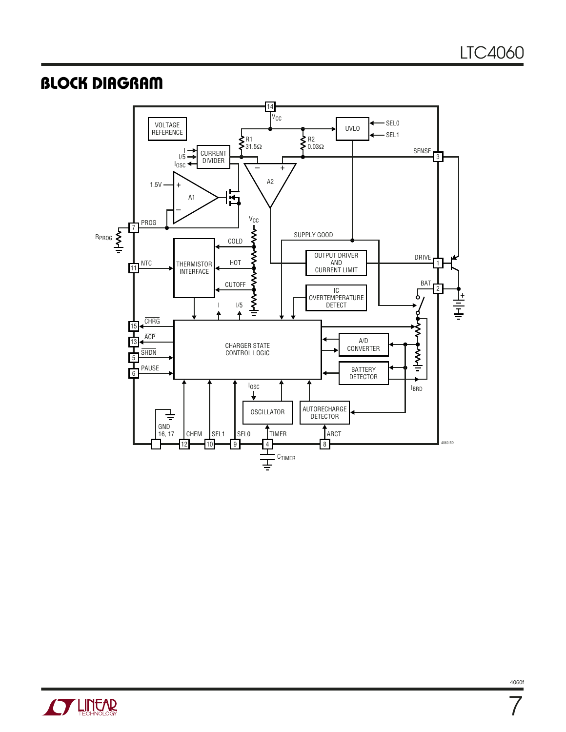## BLOCK DIAGRAM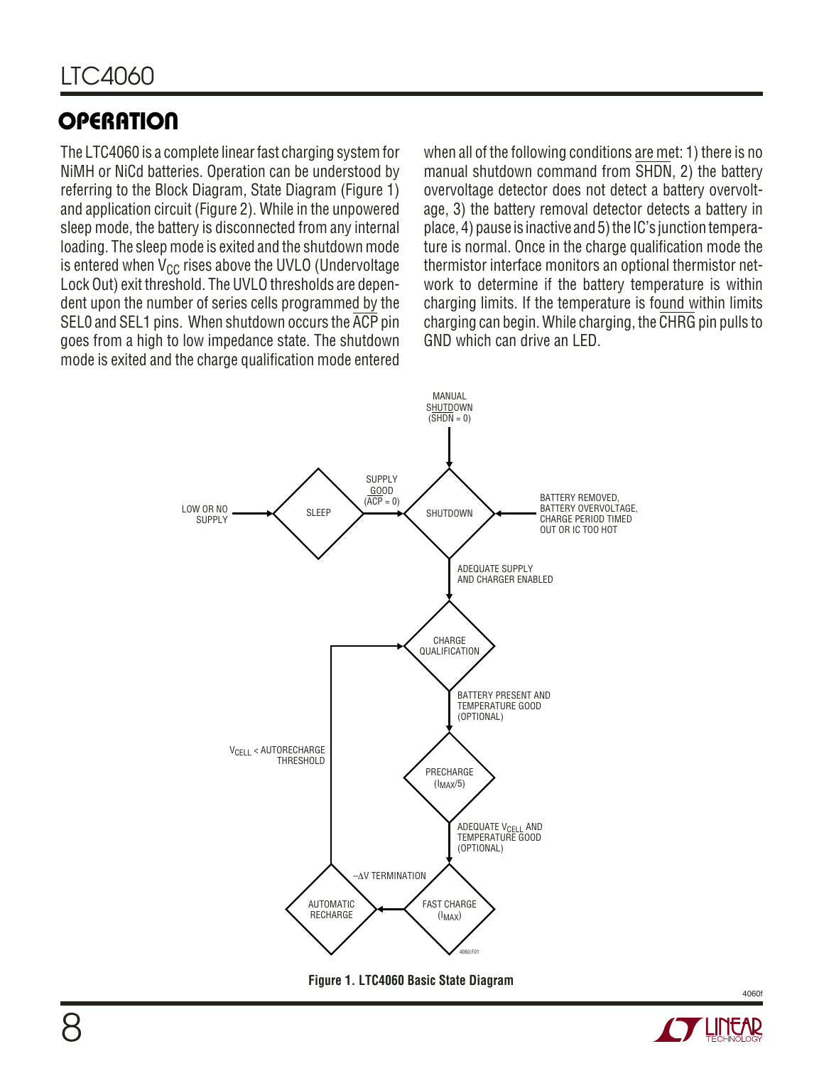## OPERATION

The LTC4060 is a complete linear fast charging system for NiMH or NiCd batteries. Operation can be understood by referring to the Block Diagram, State Diagram (Figure 1) and application circuit (Figure 2). While in the unpowered sleep mode, the battery is disconnected from any internal loading. The sleep mode is exited and the shutdown mode is entered when $V_{CC}$ rises above the UVLO (Undervoltage Lock Out) exit threshold. The UVLO thresholds are dependent upon the number of series cells programmed by the SEL0 and SEL1 pins. When shutdown occurs the $\overline{ACP}$ pin goes from a high to low impedance state. The shutdown mode is exited and the charge qualification mode entered when all of the following conditions are met: 1) there is no manual shutdown command from $\overline{SHDN}$, 2) the battery overvoltage detector does not detect a battery overvoltage, 3) the battery removal detector detects a battery in place, 4) pause is inactive and 5) the IC's junction temperature is normal. Once in the charge qualification mode the thermistor interface monitors an optional thermistor network to determine if the battery temperature is within charging limits. If the temperature is found within limits charging can begin. While charging, the $\overline{CHRG}$ pin pulls to GND which can drive an LED.

MANUAL SHUTDOWN ($\overline{SHDN}$ = 0)

LOW OR NO SUPPLY → SLEEP → SUPPLY GOOD ($\overline{ACP}$ = 0) → SHUTDOWN

BATTERY REMOVED, BATTERY OVERVOLTAGE, CHARGE PERIOD TIMED OUT OR IC TOO HOT → SHUTDOWN

SHUTDOWN → ADEQUATE SUPPLY AND CHARGER ENABLED → CHARGE QUALIFICATION

CHARGE QUALIFICATION → BATTERY PRESENT AND TEMPERATURE GOOD (OPTIONAL) → PRECHARGE ($I_{MAX}$/5)

PRECHARGE → ADEQUATE $V_{CELL}$ AND TEMPERATURE GOOD (OPTIONAL) → FAST CHARGE ($I_{MAX}$)

FAST CHARGE → –ΔV TERMINATION → AUTOMATIC RECHARGE

AUTOMATIC RECHARGE → $V_{CELL}$ < AUTORECHARGE THRESHOLD → CHARGE QUALIFICATION

**Figure 1. LTC4060 Basic State Diagram**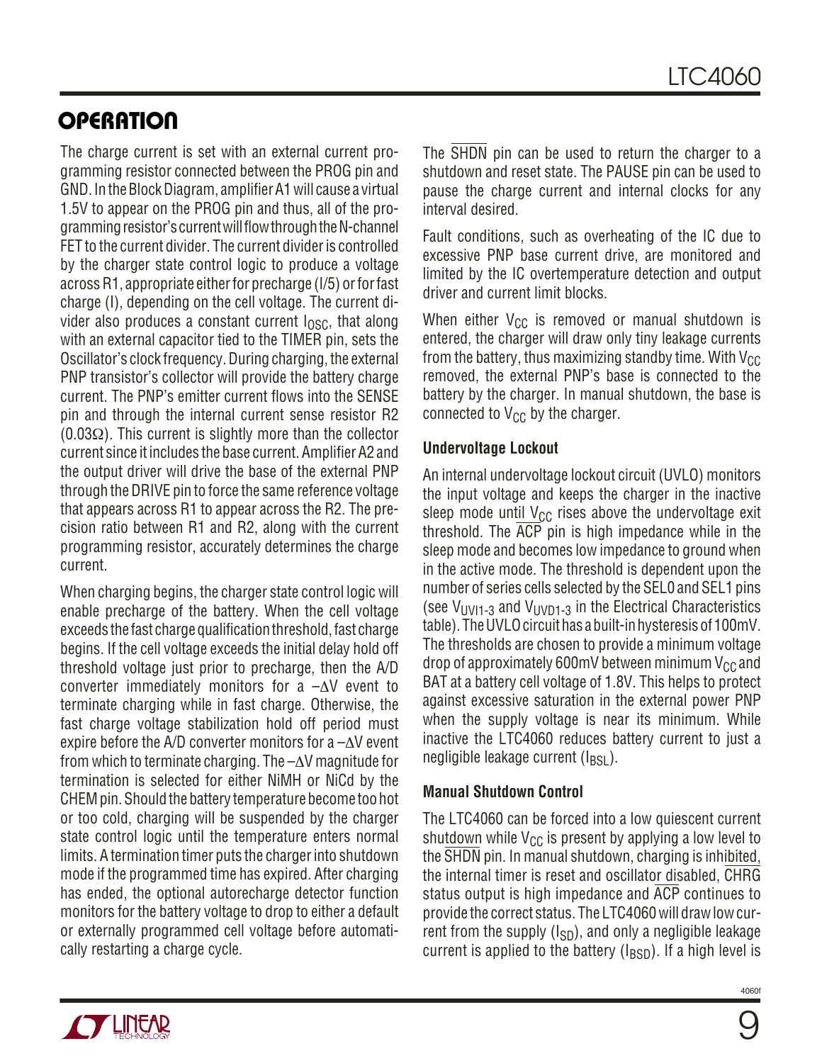## OPERATION

The charge current is set with an external current programming resistor connected between the PROG pin and GND. In the Block Diagram, amplifier A1 will cause a virtual 1.5V to appear on the PROG pin and thus, all of the programming resistor's current will flow through the N-channel FET to the current divider. The current divider is controlled by the charger state control logic to produce a voltage across R1, appropriate either for precharge (I/5) or for fast charge (I), depending on the cell voltage. The current divider also produces a constant current $I_{OSC}$, that along with an external capacitor tied to the TIMER pin, sets the Oscillator's clock frequency. During charging, the external PNP transistor's collector will provide the battery charge current. The PNP's emitter current flows into the SENSE pin and through the internal current sense resistor R2 (0.03Ω). This current is slightly more than the collector current since it includes the base current. Amplifier A2 and the output driver will drive the base of the external PNP through the DRIVE pin to force the same reference voltage that appears across R1 to appear across the R2. The precision ratio between R1 and R2, along with the current programming resistor, accurately determines the charge current.

When charging begins, the charger state control logic will enable precharge of the battery. When the cell voltage exceeds the fast charge qualification threshold, fast charge begins. If the cell voltage exceeds the initial delay hold off threshold voltage just prior to precharge, then the A/D converter immediately monitors for a $-\Delta V$ event to terminate charging while in fast charge. Otherwise, the fast charge voltage stabilization hold off period must expire before the A/D converter monitors for a $-\Delta V$ event from which to terminate charging. The $-\Delta V$ magnitude for termination is selected for either NiMH or NiCd by the CHEM pin. Should the battery temperature become too hot or too cold, charging will be suspended by the charger state control logic until the temperature enters normal limits. A termination timer puts the charger into shutdown mode if the programmed time has expired. After charging has ended, the optional autorecharge detector function monitors for the battery voltage to drop to either a default or externally programmed cell voltage before automatically restarting a charge cycle.

The $\overline{\text{SHDN}}$ pin can be used to return the charger to a shutdown and reset state. The PAUSE pin can be used to pause the charge current and internal clocks for any interval desired.

Fault conditions, such as overheating of the IC due to excessive PNP base current drive, are monitored and limited by the IC overtemperature detection and output driver and current limit blocks.

When either $V_{CC}$ is removed or manual shutdown is entered, the charger will draw only tiny leakage currents from the battery, thus maximizing standby time. With $V_{CC}$ removed, the external PNP's base is connected to the battery by the charger. In manual shutdown, the base is connected to $V_{CC}$ by the charger.

### Undervoltage Lockout

An internal undervoltage lockout circuit (UVLO) monitors the input voltage and keeps the charger in the inactive sleep mode until $V_{CC}$ rises above the undervoltage exit threshold. The $\overline{\text{ACP}}$ pin is high impedance while in the sleep mode and becomes low impedance to ground when in the active mode. The threshold is dependent upon the number of series cells selected by the SEL0 and SEL1 pins (see $V_{UVI1-3}$ and $V_{UVD1-3}$ in the Electrical Characteristics table). The UVLO circuit has a built-in hysteresis of 100mV. The thresholds are chosen to provide a minimum voltage drop of approximately 600mV between minimum $V_{CC}$ and BAT at a battery cell voltage of 1.8V. This helps to protect against excessive saturation in the external power PNP when the supply voltage is near its minimum. While inactive the LTC4060 reduces battery current to just a negligible leakage current ($I_{BSL}$).

### Manual Shutdown Control

The LTC4060 can be forced into a low quiescent current shutdown while $V_{CC}$ is present by applying a low level to the $\overline{\text{SHDN}}$ pin. In manual shutdown, charging is inhibited, the internal timer is reset and oscillator disabled, $\overline{\text{CHRG}}$ status output is high impedance and $\overline{\text{ACP}}$ continues to provide the correct status. The LTC4060 will draw low current from the supply ($I_{SD}$), and only a negligible leakage current is applied to the battery ($I_{BSD}$). If a high level is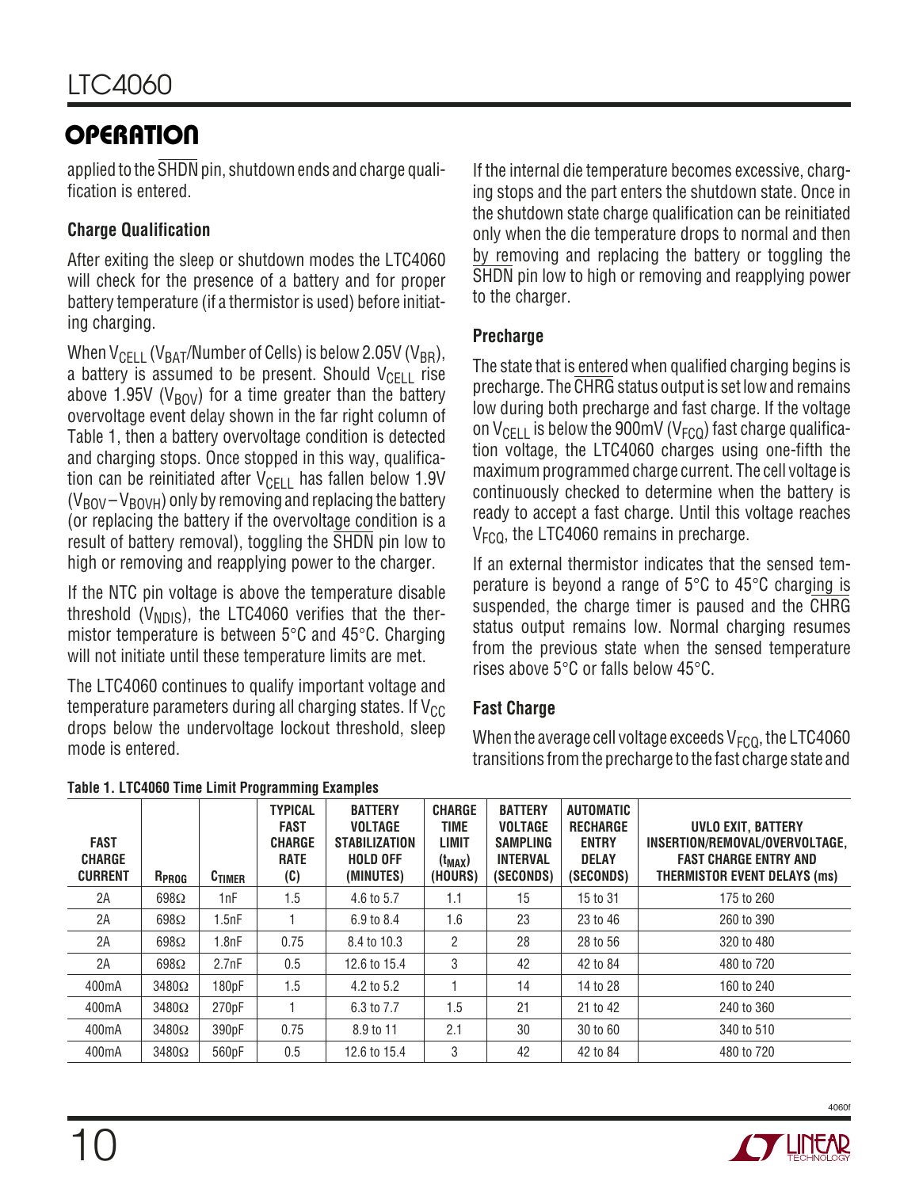## OPERATION

applied to the $\overline{SHDN}$ pin, shutdown ends and charge qualification is entered.

### Charge Qualification

After exiting the sleep or shutdown modes the LTC4060 will check for the presence of a battery and for proper battery temperature (if a thermistor is used) before initiating charging.

When $V_{CELL}$ ($V_{BAT}$/Number of Cells) is below 2.05V ($V_{BR}$), a battery is assumed to be present. Should $V_{CELL}$ rise above 1.95V ($V_{BOV}$) for a time greater than the battery overvoltage event delay shown in the far right column of Table 1, then a battery overvoltage condition is detected and charging stops. Once stopped in this way, qualification can be reinitiated after $V_{CELL}$ has fallen below 1.9V ($V_{BOV} – V_{BOVH}$) only by removing and replacing the battery (or replacing the battery if the overvoltage condition is a result of battery removal), toggling the $\overline{SHDN}$ pin low to high or removing and reapplying power to the charger.

If the NTC pin voltage is above the temperature disable threshold ($V_{NDIS}$), the LTC4060 verifies that the thermistor temperature is between 5°C and 45°C. Charging will not initiate until these temperature limits are met.

The LTC4060 continues to qualify important voltage and temperature parameters during all charging states. If $V_{CC}$ drops below the undervoltage lockout threshold, sleep mode is entered.

If the internal die temperature becomes excessive, charging stops and the part enters the shutdown state. Once in the shutdown state charge qualification can be reinitiated only when the die temperature drops to normal and then by removing and replacing the battery or toggling the $\overline{SHDN}$ pin low to high or removing and reapplying power to the charger.

### Precharge

The state that is entered when qualified charging begins is precharge. The $\overline{CHRG}$ status output is set low and remains low during both precharge and fast charge. If the voltage on $V_{CELL}$ is below the 900mV ($V_{FCQ}$) fast charge qualification voltage, the LTC4060 charges using one-fifth the maximum programmed charge current. The cell voltage is continuously checked to determine when the battery is ready to accept a fast charge. Until this voltage reaches $V_{FCQ}$, the LTC4060 remains in precharge.

If an external thermistor indicates that the sensed temperature is beyond a range of 5°C to 45°C charging is suspended, the charge timer is paused and the $\overline{CHRG}$ status output remains low. Normal charging resumes from the previous state when the sensed temperature rises above 5°C or falls below 45°C.

### Fast Charge

When the average cell voltage exceeds $V_{FCQ}$, the LTC4060 transitions from the precharge to the fast charge state and

**Table 1. LTC4060 Time Limit Programming Examples**

| FAST CHARGE CURRENT | $R_{PROG}$ | $C_{TIMER}$ | TYPICAL FAST CHARGE RATE (C) | BATTERY VOLTAGE STABILIZATION HOLD OFF (MINUTES) | CHARGE TIME LIMIT ($t_{MAX}$) (HOURS) | BATTERY VOLTAGE SAMPLING INTERVAL (SECONDS) | AUTOMATIC RECHARGE ENTRY DELAY (SECONDS) | UVLO EXIT, BATTERY INSERTION/REMOVAL/OVERVOLTAGE, FAST CHARGE ENTRY AND THERMISTOR EVENT DELAYS (ms) |
|---|---|---|---|---|---|---|---|---|
| 2A | 698Ω | 1nF | 1.5 | 4.6 to 5.7 | 1.1 | 15 | 15 to 31 | 175 to 260 |
| 2A | 698Ω | 1.5nF | 1 | 6.9 to 8.4 | 1.6 | 23 | 23 to 46 | 260 to 390 |
| 2A | 698Ω | 1.8nF | 0.75 | 8.4 to 10.3 | 2 | 28 | 28 to 56 | 320 to 480 |
| 2A | 698Ω | 2.7nF | 0.5 | 12.6 to 15.4 | 3 | 42 | 42 to 84 | 480 to 720 |
| 400mA | 3480Ω | 180pF | 1.5 | 4.2 to 5.2 | 1 | 14 | 14 to 28 | 160 to 240 |
| 400mA | 3480Ω | 270pF | 1 | 6.3 to 7.7 | 1.5 | 21 | 21 to 42 | 240 to 360 |
| 400mA | 3480Ω | 390pF | 0.75 | 8.9 to 11 | 2.1 | 30 | 30 to 60 | 340 to 510 |
| 400mA | 3480Ω | 560pF | 0.5 | 12.6 to 15.4 | 3 | 42 | 42 to 84 | 480 to 720 |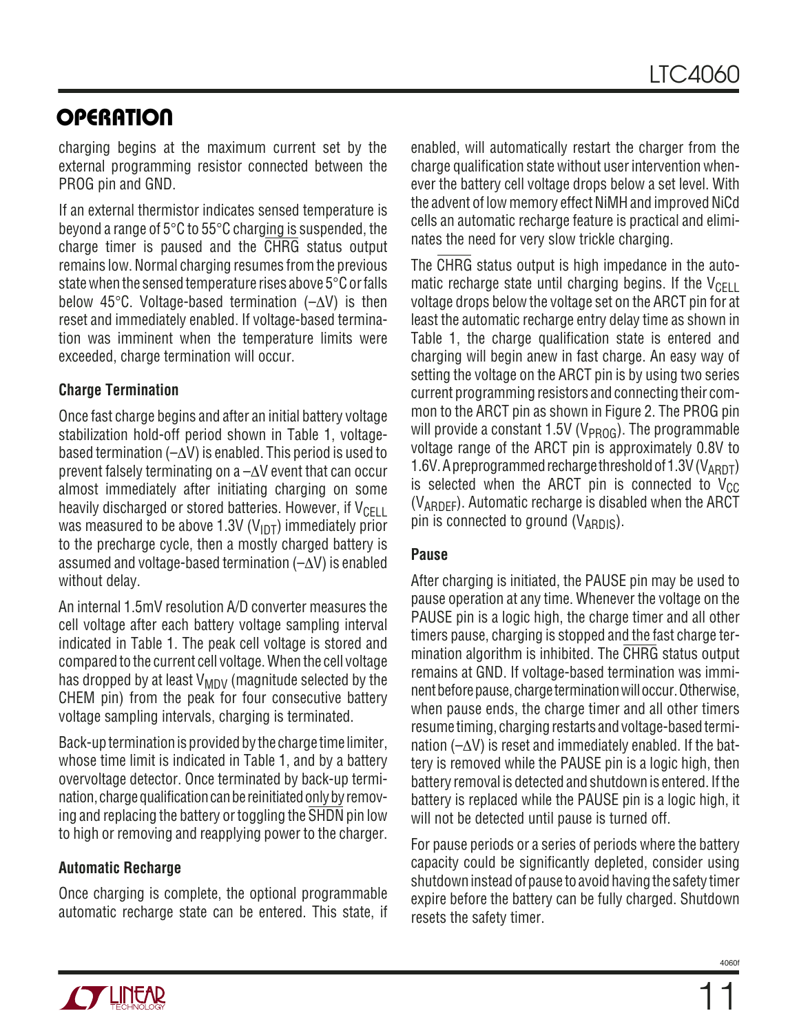## OPERATION

charging begins at the maximum current set by the external programming resistor connected between the PROG pin and GND.

If an external thermistor indicates sensed temperature is beyond a range of 5°C to 55°C charging is suspended, the charge timer is paused and the $\overline{CHRG}$ status output remains low. Normal charging resumes from the previous state when the sensed temperature rises above 5°C or falls below 45°C. Voltage-based termination ($-\Delta V$) is then reset and immediately enabled. If voltage-based termination was imminent when the temperature limits were exceeded, charge termination will occur.

### Charge Termination

Once fast charge begins and after an initial battery voltage stabilization hold-off period shown in Table 1, voltage-based termination ($-\Delta V$) is enabled. This period is used to prevent falsely terminating on a $-\Delta V$ event that can occur almost immediately after initiating charging on some heavily discharged or stored batteries. However, if $V_{CELL}$ was measured to be above 1.3V ($V_{IDT}$) immediately prior to the precharge cycle, then a mostly charged battery is assumed and voltage-based termination ($-\Delta V$) is enabled without delay.

An internal 1.5mV resolution A/D converter measures the cell voltage after each battery voltage sampling interval indicated in Table 1. The peak cell voltage is stored and compared to the current cell voltage. When the cell voltage has dropped by at least $V_{MDV}$ (magnitude selected by the CHEM pin) from the peak for four consecutive battery voltage sampling intervals, charging is terminated.

Back-up termination is provided by the charge time limiter, whose time limit is indicated in Table 1, and by a battery overvoltage detector. Once terminated by back-up termination, charge qualification can be reinitiated only by removing and replacing the battery or toggling the $\overline{SHDN}$ pin low to high or removing and reapplying power to the charger.

### Automatic Recharge

Once charging is complete, the optional programmable automatic recharge state can be entered. This state, if enabled, will automatically restart the charger from the charge qualification state without user intervention whenever the battery cell voltage drops below a set level. With the advent of low memory effect NiMH and improved NiCd cells an automatic recharge feature is practical and eliminates the need for very slow trickle charging.

The $\overline{CHRG}$ status output is high impedance in the automatic recharge state until charging begins. If the $V_{CELL}$ voltage drops below the voltage set on the ARCT pin for at least the automatic recharge entry delay time as shown in Table 1, the charge qualification state is entered and charging will begin anew in fast charge. An easy way of setting the voltage on the ARCT pin is by using two series current programming resistors and connecting their common to the ARCT pin as shown in Figure 2. The PROG pin will provide a constant 1.5V ($V_{PROG}$). The programmable voltage range of the ARCT pin is approximately 0.8V to 1.6V. A preprogrammed recharge threshold of 1.3V ($V_{ARDT}$) is selected when the ARCT pin is connected to $V_{CC}$ ($V_{ARDEF}$). Automatic recharge is disabled when the ARCT pin is connected to ground ($V_{ARDIS}$).

### Pause

After charging is initiated, the PAUSE pin may be used to pause operation at any time. Whenever the voltage on the PAUSE pin is a logic high, the charge timer and all other timers pause, charging is stopped and the fast charge termination algorithm is inhibited. The $\overline{CHRG}$ status output remains at GND. If voltage-based termination was imminent before pause, charge termination will occur. Otherwise, when pause ends, the charge timer and all other timers resume timing, charging restarts and voltage-based termination ($-\Delta V$) is reset and immediately enabled. If the battery is removed while the PAUSE pin is a logic high, then battery removal is detected and shutdown is entered. If the battery is replaced while the PAUSE pin is a logic high, it will not be detected until pause is turned off.

For pause periods or a series of periods where the battery capacity could be significantly depleted, consider using shutdown instead of pause to avoid having the safety timer expire before the battery can be fully charged. Shutdown resets the safety timer.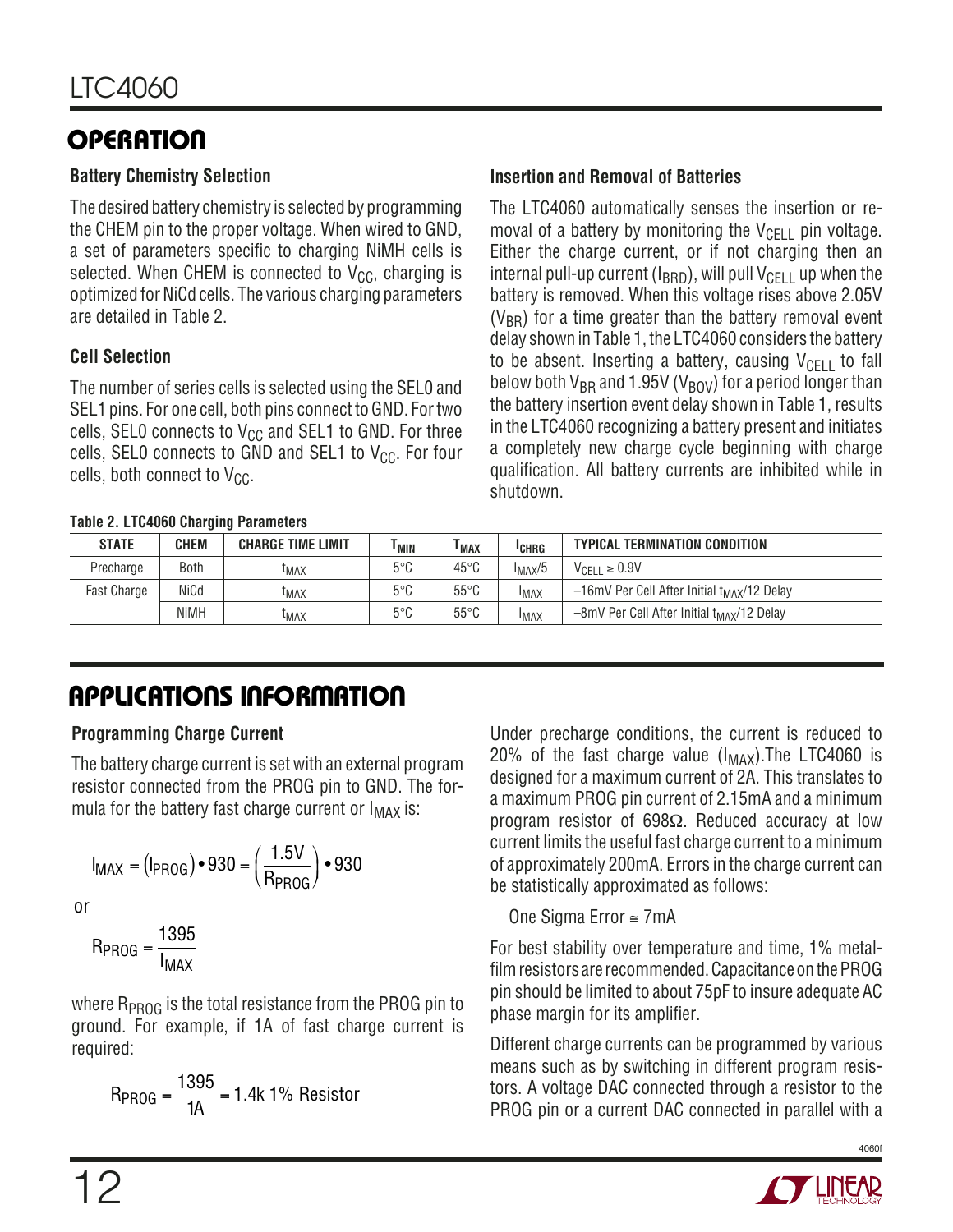# OPERATION

### Battery Chemistry Selection

The desired battery chemistry is selected by programming the CHEM pin to the proper voltage. When wired to GND, a set of parameters specific to charging NiMH cells is selected. When CHEM is connected to $V_{CC}$, charging is optimized for NiCd cells. The various charging parameters are detailed in Table 2.

### Cell Selection

The number of series cells is selected using the SEL0 and SEL1 pins. For one cell, both pins connect to GND. For two cells, SEL0 connects to $V_{CC}$ and SEL1 to GND. For three cells, SEL0 connects to GND and SEL1 to $V_{CC}$. For four cells, both connect to $V_{CC}$.

### Insertion and Removal of Batteries

The LTC4060 automatically senses the insertion or removal of a battery by monitoring the $V_{CELL}$ pin voltage. Either the charge current, or if not charging then an internal pull-up current ($I_{BRD}$), will pull $V_{CELL}$ up when the battery is removed. When this voltage rises above 2.05V ($V_{BR}$) for a time greater than the battery removal event delay shown in Table 1, the LTC4060 considers the battery to be absent. Inserting a battery, causing $V_{CELL}$ to fall below both $V_{BR}$ and 1.95V ($V_{BOV}$) for a period longer than the battery insertion event delay shown in Table 1, results in the LTC4060 recognizing a battery present and initiates a completely new charge cycle beginning with charge qualification. All battery currents are inhibited while in shutdown.

**Table 2. LTC4060 Charging Parameters**

| STATE | CHEM | CHARGE TIME LIMIT | $T_{MIN}$ | $T_{MAX}$ | $I_{CHRG}$ | TYPICAL TERMINATION CONDITION |
|---|---|---|---|---|---|---|
| Precharge | Both | $t_{MAX}$ | 5°C | 45°C | $I_{MAX}/5$ | $V_{CELL} \geq 0.9V$ |
| Fast Charge | NiCd | $t_{MAX}$ | 5°C | 55°C | $I_{MAX}$ | –16mV Per Cell After Initial $t_{MAX}/12$ Delay |
| | NiMH | $t_{MAX}$ | 5°C | 55°C | $I_{MAX}$ | –8mV Per Cell After Initial $t_{MAX}/12$ Delay |

# APPLICATIONS INFORMATION

### Programming Charge Current

The battery charge current is set with an external program resistor connected from the PROG pin to GND. The formula for the battery fast charge current or $I_{MAX}$ is:

$$I_{MAX} = (I_{PROG}) \bullet 930 = \left(\frac{1.5V}{R_{PROG}}\right) \bullet 930$$

or

$$R_{PROG} = \frac{1395}{I_{MAX}}$$

where $R_{PROG}$ is the total resistance from the PROG pin to ground. For example, if 1A of fast charge current is required:

$$R_{PROG} = \frac{1395}{1A} = 1.4k \text{ 1\% Resistor}$$

Under precharge conditions, the current is reduced to 20% of the fast charge value ($I_{MAX}$).The LTC4060 is designed for a maximum current of 2A. This translates to a maximum PROG pin current of 2.15mA and a minimum program resistor of 698Ω. Reduced accuracy at low current limits the useful fast charge current to a minimum of approximately 200mA. Errors in the charge current can be statistically approximated as follows:

One Sigma Error ≅ 7mA

For best stability over temperature and time, 1% metal-film resistors are recommended. Capacitance on the PROG pin should be limited to about 75pF to insure adequate AC phase margin for its amplifier.

Different charge currents can be programmed by various means such as by switching in different program resistors. A voltage DAC connected through a resistor to the PROG pin or a current DAC connected in parallel with a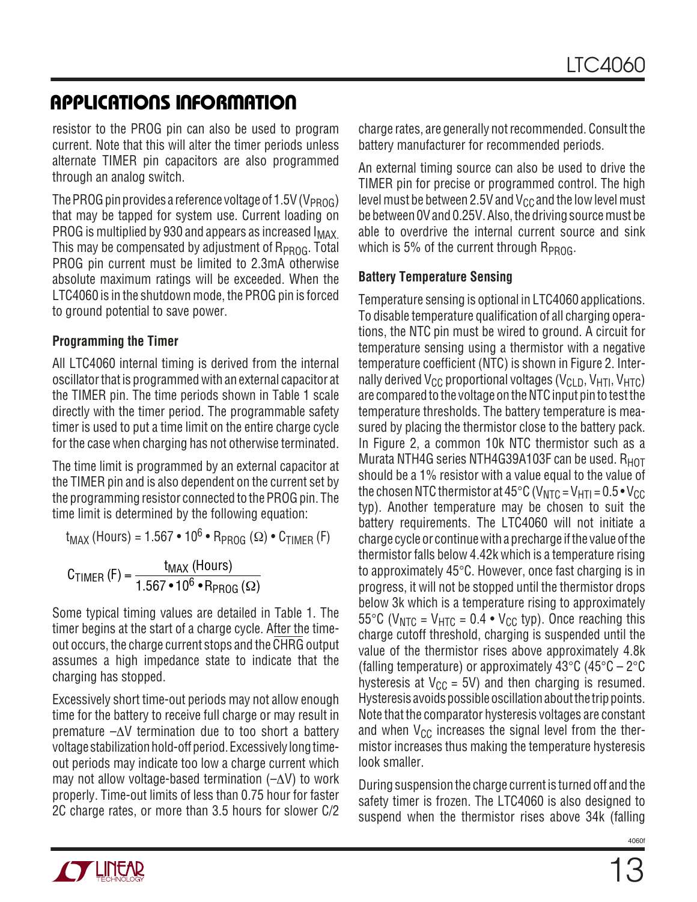## APPLICATIONS INFORMATION

resistor to the PROG pin can also be used to program current. Note that this will alter the timer periods unless alternate TIMER pin capacitors are also programmed through an analog switch.

The PROG pin provides a reference voltage of 1.5V ($V_{PROG}$) that may be tapped for system use. Current loading on PROG is multiplied by 930 and appears as increased $I_{MAX}$. This may be compensated by adjustment of $R_{PROG}$. Total PROG pin current must be limited to 2.3mA otherwise absolute maximum ratings will be exceeded. When the LTC4060 is in the shutdown mode, the PROG pin is forced to ground potential to save power.

### Programming the Timer

All LTC4060 internal timing is derived from the internal oscillator that is programmed with an external capacitor at the TIMER pin. The time periods shown in Table 1 scale directly with the timer period. The programmable safety timer is used to put a time limit on the entire charge cycle for the case when charging has not otherwise terminated.

The time limit is programmed by an external capacitor at the TIMER pin and is also dependent on the current set by the programming resistor connected to the PROG pin. The time limit is determined by the following equation:

$$t_{MAX}\ (\text{Hours}) = 1.567 \cdot 10^6 \cdot R_{PROG}\ (\Omega) \cdot C_{TIMER}\ (F)$$

$$C_{TIMER}\ (F) = \frac{t_{MAX}\ (\text{Hours})}{1.567 \cdot 10^6 \cdot R_{PROG}\ (\Omega)}$$

Some typical timing values are detailed in Table 1. The timer begins at the start of a charge cycle. After the timeout occurs, the charge current stops and the $\overline{CHRG}$ output assumes a high impedance state to indicate that the charging has stopped.

Excessively short time-out periods may not allow enough time for the battery to receive full charge or may result in premature $-\Delta V$ termination due to too short a battery voltage stabilization hold-off period. Excessively long time-out periods may indicate too low a charge current which may not allow voltage-based termination ($-\Delta V$) to work properly. Time-out limits of less than 0.75 hour for faster 2C charge rates, or more than 3.5 hours for slower C/2 charge rates, are generally not recommended. Consult the battery manufacturer for recommended periods.

An external timing source can also be used to drive the TIMER pin for precise or programmed control. The high level must be between 2.5V and $V_{CC}$ and the low level must be between 0V and 0.25V. Also, the driving source must be able to overdrive the internal current source and sink which is 5% of the current through $R_{PROG}$.

### Battery Temperature Sensing

Temperature sensing is optional in LTC4060 applications. To disable temperature qualification of all charging operations, the NTC pin must be wired to ground. A circuit for temperature sensing using a thermistor with a negative temperature coefficient (NTC) is shown in Figure 2. Internally derived $V_{CC}$ proportional voltages ($V_{CLD}$, $V_{HTI}$, $V_{HTC}$) are compared to the voltage on the NTC input pin to test the temperature thresholds. The battery temperature is measured by placing the thermistor close to the battery pack. In Figure 2, a common 10k NTC thermistor such as a Murata NTH4G series NTH4G39A103F can be used. $R_{HOT}$ should be a 1% resistor with a value equal to the value of the chosen NTC thermistor at 45°C ($V_{NTC} = V_{HTI} = 0.5 \cdot V_{CC}$ typ). Another temperature may be chosen to suit the battery requirements. The LTC4060 will not initiate a charge cycle or continue with a precharge if the value of the thermistor falls below 4.42k which is a temperature rising to approximately 45°C. However, once fast charging is in progress, it will not be stopped until the thermistor drops below 3k which is a temperature rising to approximately 55°C ($V_{NTC} = V_{HTC} = 0.4 \cdot V_{CC}$ typ). Once reaching this charge cutoff threshold, charging is suspended until the value of the thermistor rises above approximately 4.8k (falling temperature) or approximately 43°C (45°C – 2°C hysteresis at $V_{CC}$ = 5V) and then charging is resumed. Hysteresis avoids possible oscillation about the trip points. Note that the comparator hysteresis voltages are constant and when $V_{CC}$ increases the signal level from the thermistor increases thus making the temperature hysteresis look smaller.

During suspension the charge current is turned off and the safety timer is frozen. The LTC4060 is also designed to suspend when the thermistor rises above 34k (falling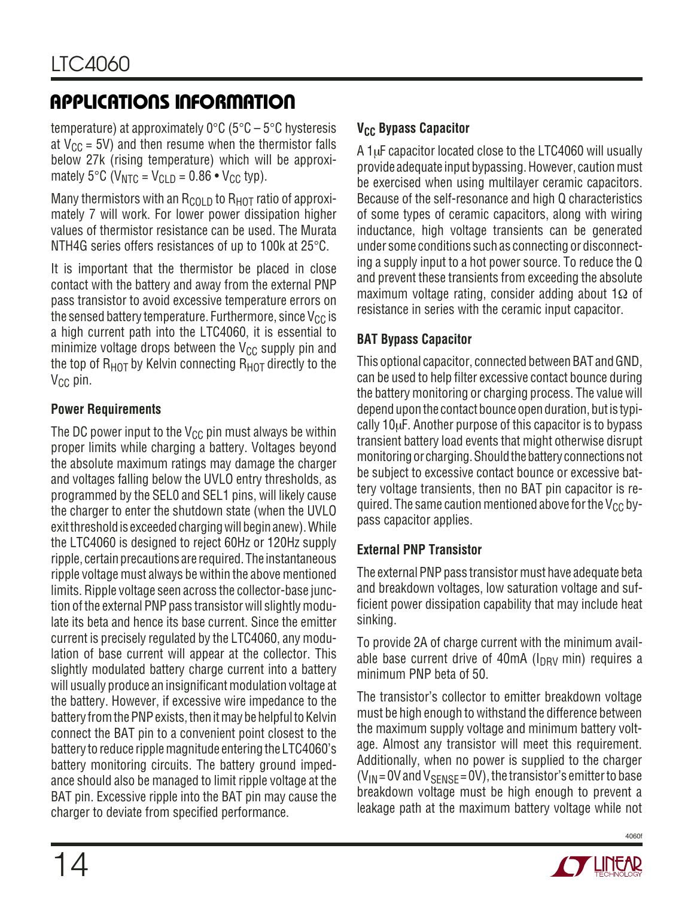## APPLICATIONS INFORMATION

temperature) at approximately 0°C (5°C – 5°C hysteresis at $V_{CC}$ = 5V) and then resume when the thermistor falls below 27k (rising temperature) which will be approximately 5°C ($V_{NTC} = V_{CLD} = 0.86 \bullet V_{CC}$ typ).

Many thermistors with an $R_{COLD}$ to $R_{HOT}$ ratio of approximately 7 will work. For lower power dissipation higher values of thermistor resistance can be used. The Murata NTH4G series offers resistances of up to 100k at 25°C.

It is important that the thermistor be placed in close contact with the battery and away from the external PNP pass transistor to avoid excessive temperature errors on the sensed battery temperature. Furthermore, since $V_{CC}$ is a high current path into the LTC4060, it is essential to minimize voltage drops between the $V_{CC}$ supply pin and the top of $R_{HOT}$ by Kelvin connecting $R_{HOT}$ directly to the $V_{CC}$ pin.

### Power Requirements

The DC power input to the $V_{CC}$ pin must always be within proper limits while charging a battery. Voltages beyond the absolute maximum ratings may damage the charger and voltages falling below the UVLO entry thresholds, as programmed by the SEL0 and SEL1 pins, will likely cause the charger to enter the shutdown state (when the UVLO exit threshold is exceeded charging will begin anew). While the LTC4060 is designed to reject 60Hz or 120Hz supply ripple, certain precautions are required. The instantaneous ripple voltage must always be within the above mentioned limits. Ripple voltage seen across the collector-base junction of the external PNP pass transistor will slightly modulate its beta and hence its base current. Since the emitter current is precisely regulated by the LTC4060, any modulation of base current will appear at the collector. This slightly modulated battery charge current into a battery will usually produce an insignificant modulation voltage at the battery. However, if excessive wire impedance to the battery from the PNP exists, then it may be helpful to Kelvin connect the BAT pin to a convenient point closest to the battery to reduce ripple magnitude entering the LTC4060's battery monitoring circuits. The battery ground impedance should also be managed to limit ripple voltage at the BAT pin. Excessive ripple into the BAT pin may cause the charger to deviate from specified performance.

### $V_{CC}$ Bypass Capacitor

A 1μF capacitor located close to the LTC4060 will usually provide adequate input bypassing. However, caution must be exercised when using multilayer ceramic capacitors. Because of the self-resonance and high Q characteristics of some types of ceramic capacitors, along with wiring inductance, high voltage transients can be generated under some conditions such as connecting or disconnecting a supply input to a hot power source. To reduce the Q and prevent these transients from exceeding the absolute maximum voltage rating, consider adding about 1Ω of resistance in series with the ceramic input capacitor.

### BAT Bypass Capacitor

This optional capacitor, connected between BAT and GND, can be used to help filter excessive contact bounce during the battery monitoring or charging process. The value will depend upon the contact bounce open duration, but is typically 10μF. Another purpose of this capacitor is to bypass transient battery load events that might otherwise disrupt monitoring or charging. Should the battery connections not be subject to excessive contact bounce or excessive battery voltage transients, then no BAT pin capacitor is required. The same caution mentioned above for the $V_{CC}$ bypass capacitor applies.

### External PNP Transistor

The external PNP pass transistor must have adequate beta and breakdown voltages, low saturation voltage and sufficient power dissipation capability that may include heat sinking.

To provide 2A of charge current with the minimum available base current drive of 40mA ($I_{DRV}$ min) requires a minimum PNP beta of 50.

The transistor's collector to emitter breakdown voltage must be high enough to withstand the difference between the maximum supply voltage and minimum battery voltage. Almost any transistor will meet this requirement. Additionally, when no power is supplied to the charger ($V_{IN}$ = 0V and $V_{SENSE}$ = 0V), the transistor's emitter to base breakdown voltage must be high enough to prevent a leakage path at the maximum battery voltage while not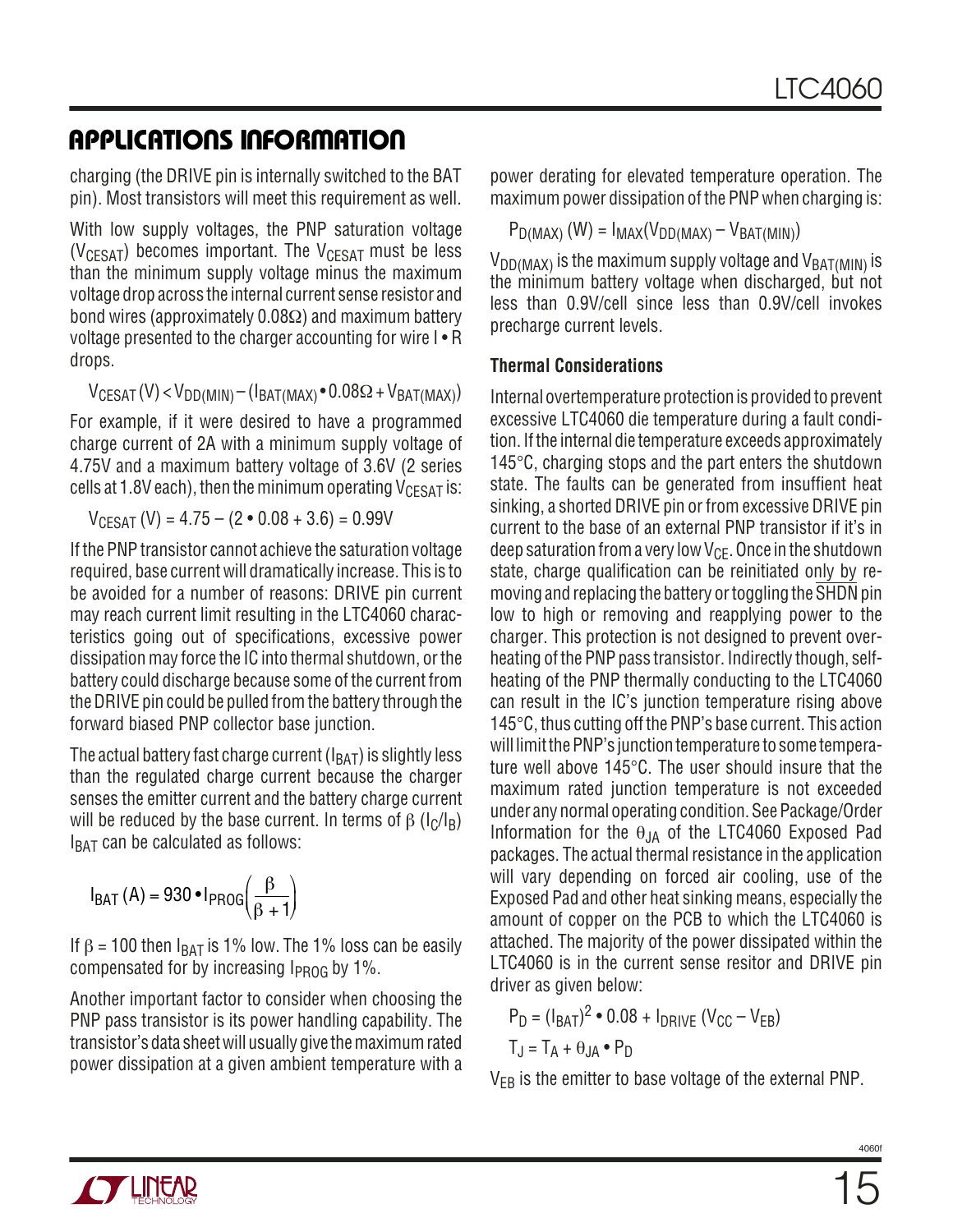## APPLICATIONS INFORMATION

charging (the DRIVE pin is internally switched to the BAT pin). Most transistors will meet this requirement as well.

With low supply voltages, the PNP saturation voltage ($V_{CESAT}$) becomes important. The $V_{CESAT}$ must be less than the minimum supply voltage minus the maximum voltage drop across the internal current sense resistor and bond wires (approximately 0.08Ω) and maximum battery voltage presented to the charger accounting for wire I • R drops.

$$V_{CESAT}(V) < V_{DD(MIN)} - (I_{BAT(MAX)} \bullet 0.08\Omega + V_{BAT(MAX)})$$

For example, if it were desired to have a programmed charge current of 2A with a minimum supply voltage of 4.75V and a maximum battery voltage of 3.6V (2 series cells at 1.8V each), then the minimum operating $V_{CESAT}$ is:

$$V_{CESAT}(V) = 4.75 - (2 \bullet 0.08 + 3.6) = 0.99V$$

If the PNP transistor cannot achieve the saturation voltage required, base current will dramatically increase. This is to be avoided for a number of reasons: DRIVE pin current may reach current limit resulting in the LTC4060 characteristics going out of specifications, excessive power dissipation may force the IC into thermal shutdown, or the battery could discharge because some of the current from the DRIVE pin could be pulled from the battery through the forward biased PNP collector base junction.

The actual battery fast charge current ($I_{BAT}$) is slightly less than the regulated charge current because the charger senses the emitter current and the battery charge current will be reduced by the base current. In terms of β ($I_C/I_B$) $I_{BAT}$ can be calculated as follows:

$$I_{BAT}(A) = 930 \bullet I_{PROG}\left(\frac{\beta}{\beta + 1}\right)$$

If β = 100 then $I_{BAT}$ is 1% low. The 1% loss can be easily compensated for by increasing $I_{PROG}$ by 1%.

Another important factor to consider when choosing the PNP pass transistor is its power handling capability. The transistor's data sheet will usually give the maximum rated power dissipation at a given ambient temperature with a power derating for elevated temperature operation. The maximum power dissipation of the PNP when charging is:

$$P_{D(MAX)}(W) = I_{MAX}(V_{DD(MAX)} - V_{BAT(MIN)})$$

$V_{DD(MAX)}$ is the maximum supply voltage and $V_{BAT(MIN)}$ is the minimum battery voltage when discharged, but not less than 0.9V/cell since less than 0.9V/cell invokes precharge current levels.

### Thermal Considerations

Internal overtemperature protection is provided to prevent excessive LTC4060 die temperature during a fault condition. If the internal die temperature exceeds approximately 145°C, charging stops and the part enters the shutdown state. The faults can be generated from insuffient heat sinking, a shorted DRIVE pin or from excessive DRIVE pin current to the base of an external PNP transistor if it's in deep saturation from a very low $V_{CE}$. Once in the shutdown state, charge qualification can be reinitiated only by removing and replacing the battery or toggling the $\overline{SHDN}$ pin low to high or removing and reapplying power to the charger. This protection is not designed to prevent overheating of the PNP pass transistor. Indirectly though, self-heating of the PNP thermally conducting to the LTC4060 can result in the IC's junction temperature rising above 145°C, thus cutting off the PNP's base current. This action will limit the PNP's junction temperature to some temperature well above 145°C. The user should insure that the maximum rated junction temperature is not exceeded under any normal operating condition. See Package/Order Information for the $\theta_{JA}$ of the LTC4060 Exposed Pad packages. The actual thermal resistance in the application will vary depending on forced air cooling, use of the Exposed Pad and other heat sinking means, especially the amount of copper on the PCB to which the LTC4060 is attached. The majority of the power dissipated within the LTC4060 is in the current sense resitor and DRIVE pin driver as given below:

$$P_D = (I_{BAT})^2 \bullet 0.08 + I_{DRIVE}(V_{CC} - V_{EB})$$

$$T_J = T_A + \theta_{JA} \bullet P_D$$

$V_{EB}$ is the emitter to base voltage of the external PNP.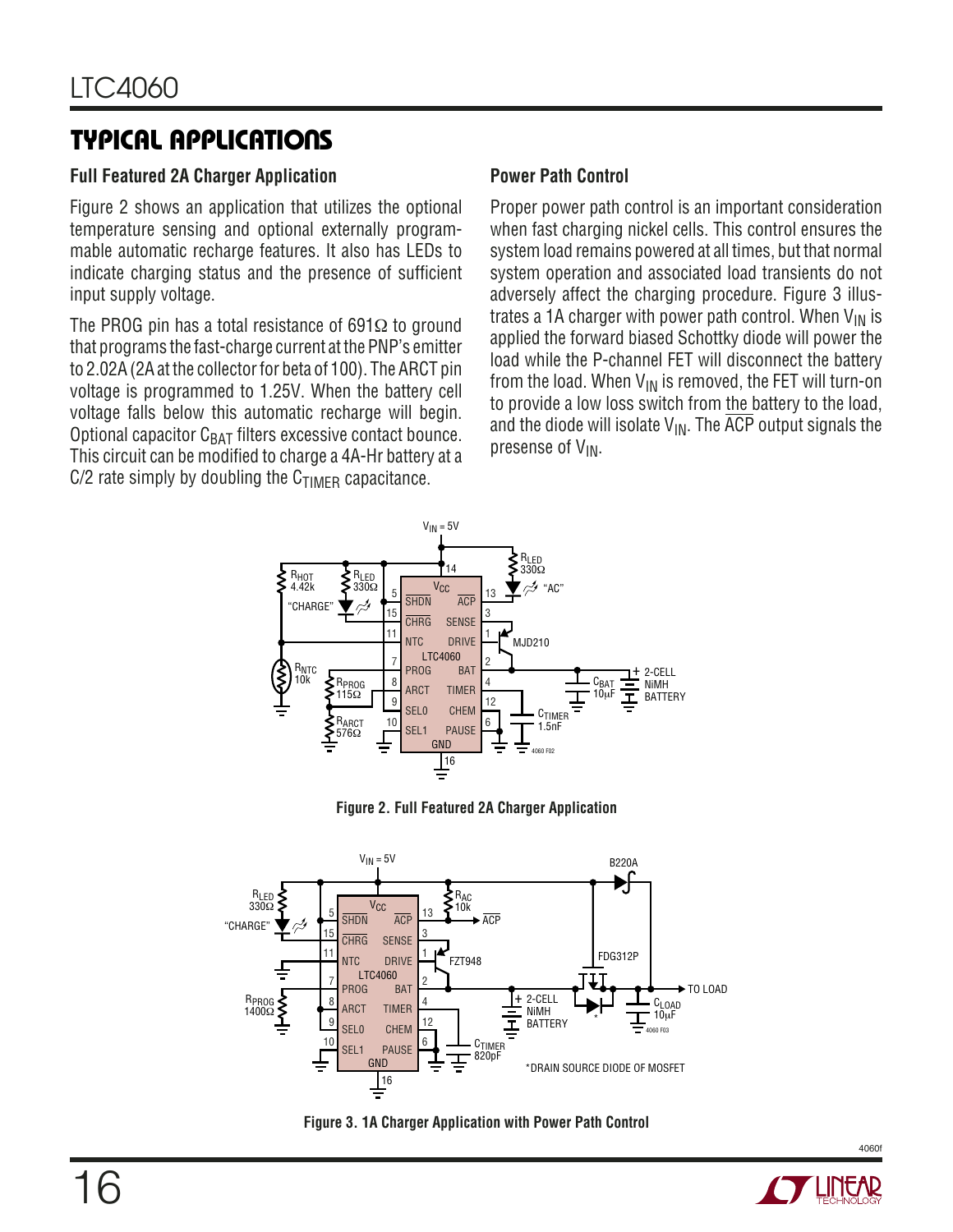## TYPICAL APPLICATIONS

### Full Featured 2A Charger Application

Figure 2 shows an application that utilizes the optional temperature sensing and optional externally programmable automatic recharge features. It also has LEDs to indicate charging status and the presence of sufficient input supply voltage.

The PROG pin has a total resistance of 691Ω to ground that programs the fast-charge current at the PNP's emitter to 2.02A (2A at the collector for beta of 100). The ARCT pin voltage is programmed to 1.25V. When the battery cell voltage falls below this automatic recharge will begin. Optional capacitor $C_{BAT}$ filters excessive contact bounce. This circuit can be modified to charge a 4A-Hr battery at a C/2 rate simply by doubling the $C_{TIMER}$ capacitance.

### Power Path Control

Proper power path control is an important consideration when fast charging nickel cells. This control ensures the system load remains powered at all times, but that normal system operation and associated load transients do not adversely affect the charging procedure. Figure 3 illustrates a 1A charger with power path control. When $V_{IN}$ is applied the forward biased Schottky diode will power the load while the P-channel FET will disconnect the battery from the load. When $V_{IN}$ is removed, the FET will turn-on to provide a low loss switch from the battery to the load, and the diode will isolate $V_{IN}$. The $\overline{ACP}$ output signals the presense of $V_{IN}$.

**Figure 2. Full Featured 2A Charger Application**

**Figure 3. 1A Charger Application with Power Path Control**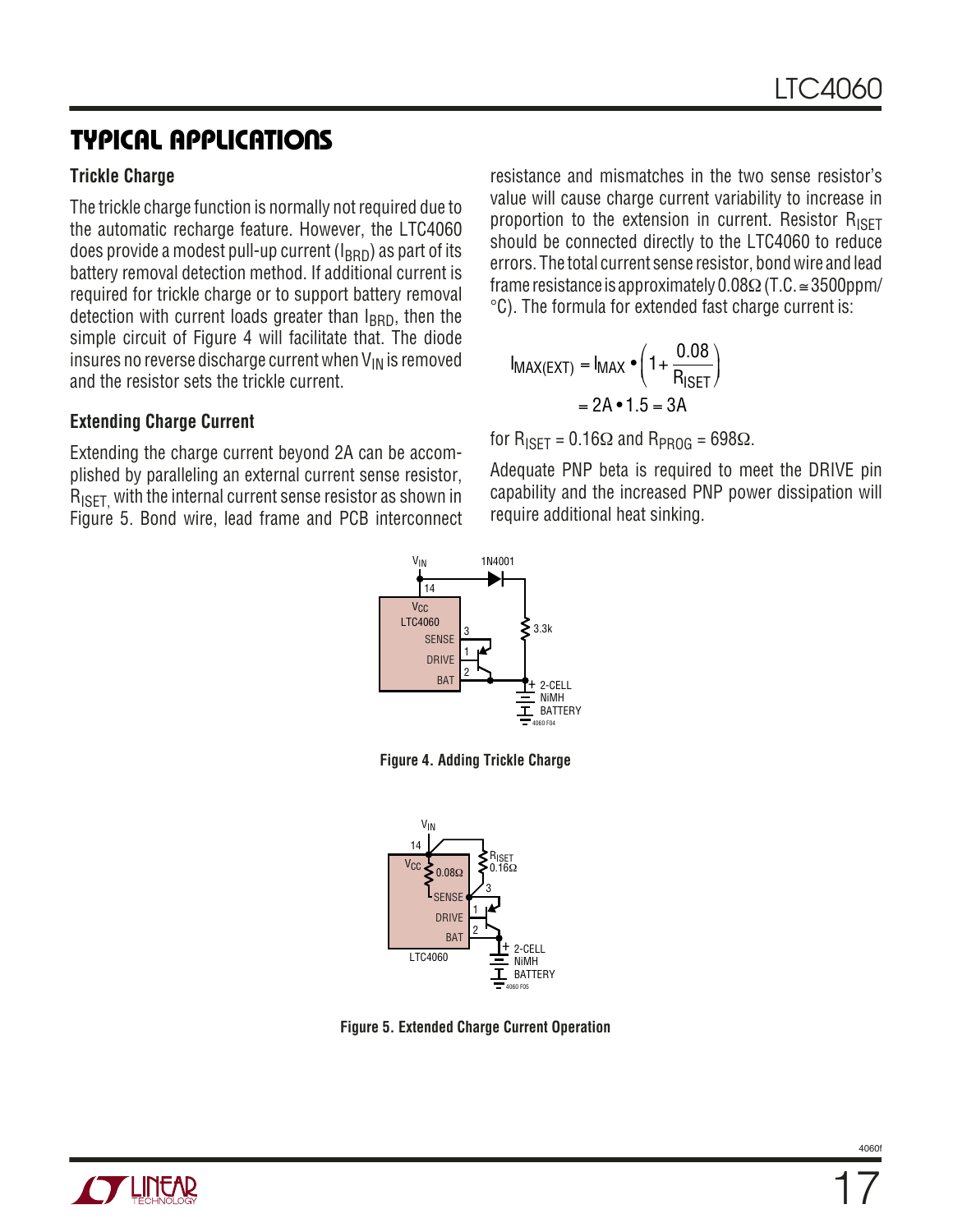## TYPICAL APPLICATIONS

### Trickle Charge

The trickle charge function is normally not required due to the automatic recharge feature. However, the LTC4060 does provide a modest pull-up current ($I_{BRD}$) as part of its battery removal detection method. If additional current is required for trickle charge or to support battery removal detection with current loads greater than $I_{BRD}$, then the simple circuit of Figure 4 will facilitate that. The diode insures no reverse discharge current when $V_{IN}$ is removed and the resistor sets the trickle current.

### Extending Charge Current

Extending the charge current beyond 2A can be accomplished by paralleling an external current sense resistor, $R_{ISET}$, with the internal current sense resistor as shown in Figure 5. Bond wire, lead frame and PCB interconnect resistance and mismatches in the two sense resistor's value will cause charge current variability to increase in proportion to the extension in current. Resistor $R_{ISET}$ should be connected directly to the LTC4060 to reduce errors. The total current sense resistor, bond wire and lead frame resistance is approximately 0.08Ω (T.C. ≅ 3500ppm/°C). The formula for extended fast charge current is:

$$I_{MAX(EXT)} = I_{MAX} \bullet \left(1 + \frac{0.08}{R_{ISET}}\right)$$

$$= 2A \bullet 1.5 = 3A$$

for $R_{ISET}$ = 0.16Ω and $R_{PROG}$ = 698Ω.

Adequate PNP beta is required to meet the DRIVE pin capability and the increased PNP power dissipation will require additional heat sinking.

Figure 4. Adding Trickle Charge

Figure 5. Extended Charge Current Operation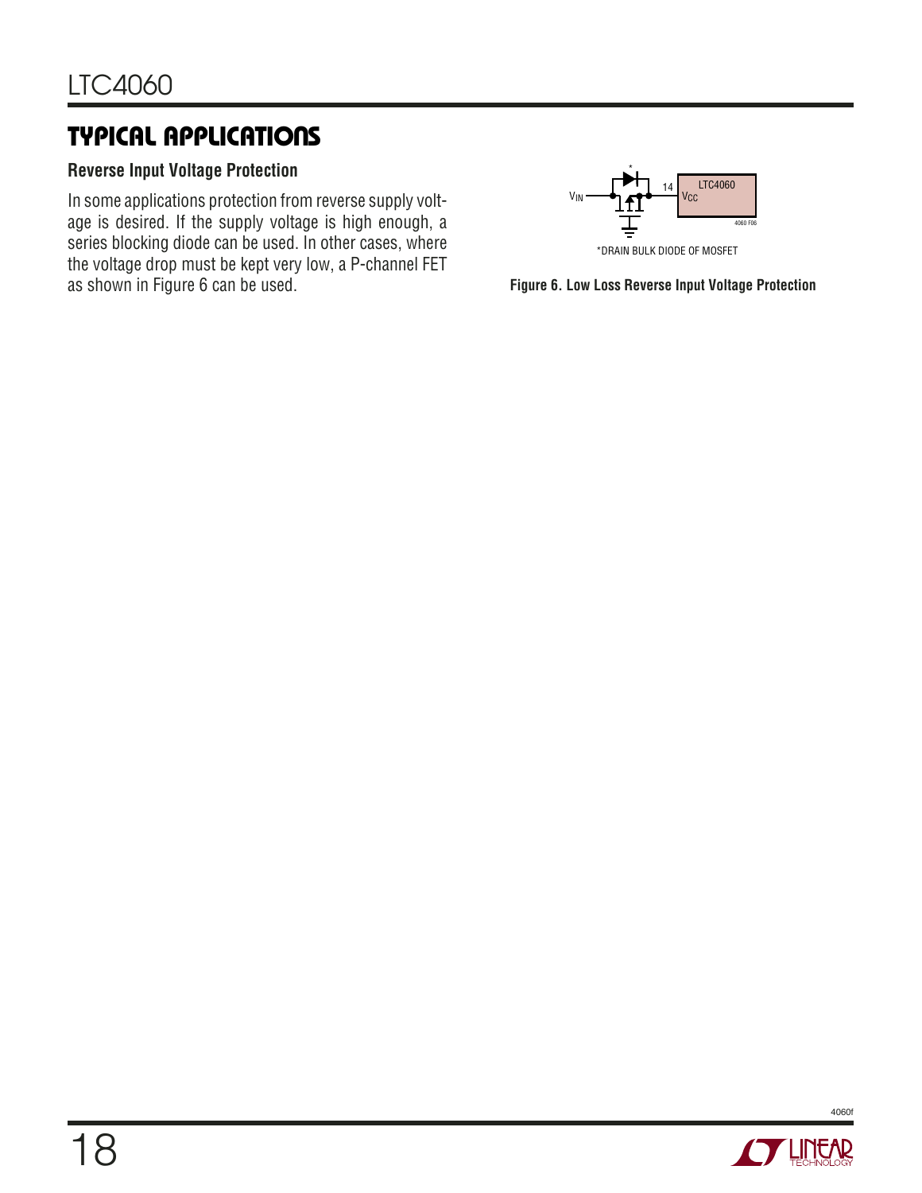## TYPICAL APPLICATIONS

### Reverse Input Voltage Protection

In some applications protection from reverse supply voltage is desired. If the supply voltage is high enough, a series blocking diode can be used. In other cases, where the voltage drop must be kept very low, a P-channel FET as shown in Figure 6 can be used.

*DRAIN BULK DIODE OF MOSFET

**Figure 6. Low Loss Reverse Input Voltage Protection**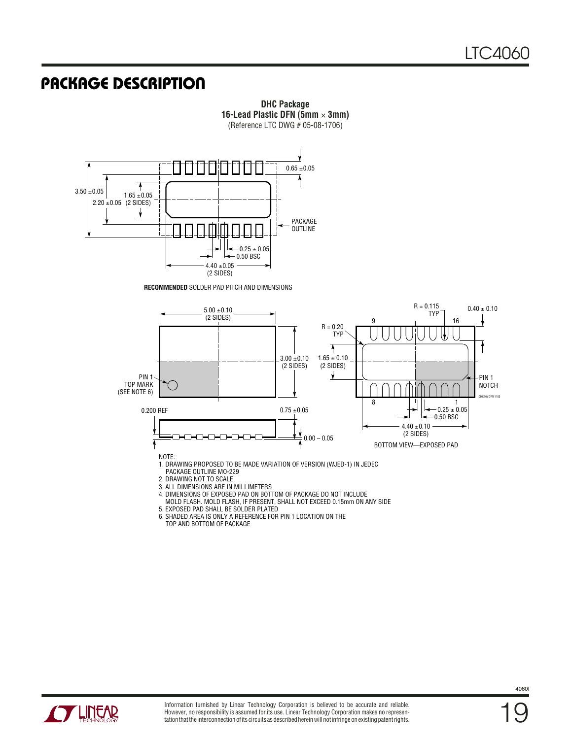## PACKAGE DESCRIPTION

**DHC Package**
**16-Lead Plastic DFN (5mm × 3mm)**
(Reference LTC DWG # 05-08-1706)

3.50 ±0.05

2.20 ±0.05

1.65 ±0.05 (2 SIDES)

0.65 ±0.05

PACKAGE OUTLINE

0.25 ± 0.05

0.50 BSC

4.40 ±0.05 (2 SIDES)

**RECOMMENDED** SOLDER PAD PITCH AND DIMENSIONS

5.00 ±0.10 (2 SIDES)

3.00 ±0.10 (2 SIDES)

PIN 1 TOP MARK (SEE NOTE 6)

0.200 REF

0.75 ±0.05

0.00 – 0.05

R = 0.115 TYP

0.40 ± 0.10

R = 0.20 TYP

1.65 ± 0.10 (2 SIDES)

9 16

8 1

PIN 1 NOTCH

(DHC16) DFN 1103

0.25 ± 0.05

0.50 BSC

4.40 ±0.10 (2 SIDES)

BOTTOM VIEW—EXPOSED PAD

NOTE:

1. DRAWING PROPOSED TO BE MADE VARIATION OF VERSION (WJED-1) IN JEDEC PACKAGE OUTLINE MO-229
2. DRAWING NOT TO SCALE
3. ALL DIMENSIONS ARE IN MILLIMETERS
4. DIMENSIONS OF EXPOSED PAD ON BOTTOM OF PACKAGE DO NOT INCLUDE MOLD FLASH. MOLD FLASH, IF PRESENT, SHALL NOT EXCEED 0.15mm ON ANY SIDE
5. EXPOSED PAD SHALL BE SOLDER PLATED
6. SHADED AREA IS ONLY A REFERENCE FOR PIN 1 LOCATION ON THE TOP AND BOTTOM OF PACKAGE

Information furnished by Linear Technology Corporation is believed to be accurate and reliable. However, no responsibility is assumed for its use. Linear Technology Corporation makes no representation that the interconnection of its circuits as described herein will not infringe on existing patent rights.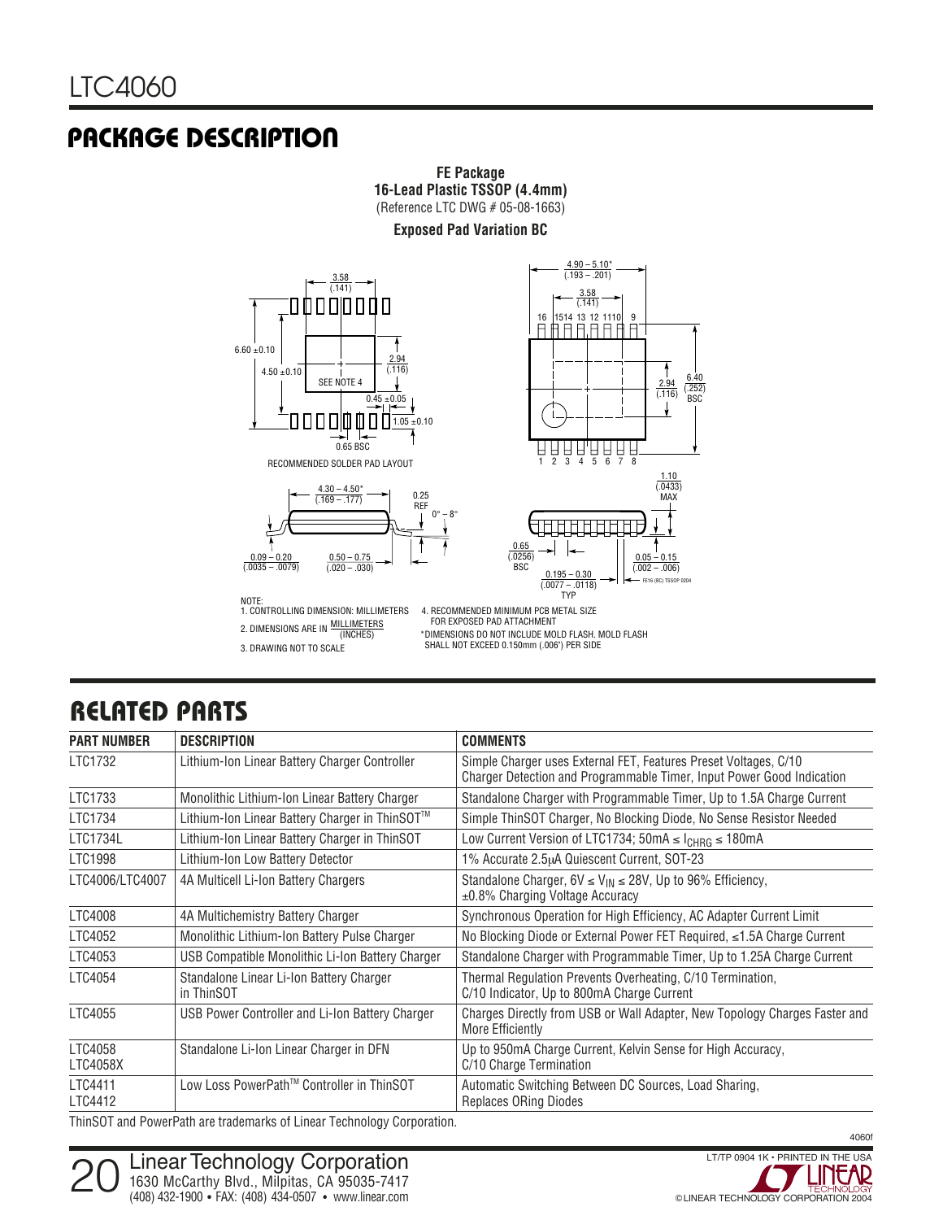## PACKAGE DESCRIPTION

**FE Package**
**16-Lead Plastic TSSOP (4.4mm)**
(Reference LTC DWG # 05-08-1663)

**Exposed Pad Variation BC**

3.58 (.141)

6.60 ±0.10

4.50 ±0.10

SEE NOTE 4

2.94 (.116)

0.45 ±0.05

1.05 ±0.10

0.65 BSC

RECOMMENDED SOLDER PAD LAYOUT

4.90 – 5.10* (.193 – .201)

3.58 (.141)

16 15 14 13 12 11 10 9

2.94 (.116)

6.40 (.252) BSC

1 2 3 4 5 6 7 8

1.10 (.0433) MAX

4.30 – 4.50* (.169 – .177)

0.25 REF

0° – 8°

0.09 – 0.20 (.0035 – .0079)

0.50 – 0.75 (.020 – .030)

0.65 (.0256) BSC

0.195 – 0.30 (.0077 – .0118) TYP

0.05 – 0.15 (.002 – .006)

FE16 (BC) TSSOP 0204

NOTE:
1. CONTROLLING DIMENSION: MILLIMETERS
2. DIMENSIONS ARE IN MILLIMETERS (INCHES)
3. DRAWING NOT TO SCALE
4. RECOMMENDED MINIMUM PCB METAL SIZE FOR EXPOSED PAD ATTACHMENT

*DIMENSIONS DO NOT INCLUDE MOLD FLASH. MOLD FLASH SHALL NOT EXCEED 0.150mm (.006") PER SIDE

## RELATED PARTS

| PART NUMBER | DESCRIPTION | COMMENTS |
|---|---|---|
| LTC1732 | Lithium-Ion Linear Battery Charger Controller | Simple Charger uses External FET, Features Preset Voltages, C/10 Charger Detection and Programmable Timer, Input Power Good Indication |
| LTC1733 | Monolithic Lithium-Ion Linear Battery Charger | Standalone Charger with Programmable Timer, Up to 1.5A Charge Current |
| LTC1734 | Lithium-Ion Linear Battery Charger in ThinSOT™ | Simple ThinSOT Charger, No Blocking Diode, No Sense Resistor Needed |
| LTC1734L | Lithium-Ion Linear Battery Charger in ThinSOT | Low Current Version of LTC1734; $50mA \le I_{CHRG} \le 180mA$ |
| LTC1998 | Lithium-Ion Low Battery Detector | 1% Accurate 2.5μA Quiescent Current, SOT-23 |
| LTC4006/LTC4007 | 4A Multicell Li-Ion Battery Chargers | Standalone Charger, $6V \le V_{IN} \le 28V$, Up to 96% Efficiency, ±0.8% Charging Voltage Accuracy |
| LTC4008 | 4A Multichemistry Battery Charger | Synchronous Operation for High Efficiency, AC Adapter Current Limit |
| LTC4052 | Monolithic Lithium-Ion Battery Pulse Charger | No Blocking Diode or External Power FET Required, ≤1.5A Charge Current |
| LTC4053 | USB Compatible Monolithic Li-Ion Battery Charger | Standalone Charger with Programmable Timer, Up to 1.25A Charge Current |
| LTC4054 | Standalone Linear Li-Ion Battery Charger in ThinSOT | Thermal Regulation Prevents Overheating, C/10 Termination, C/10 Indicator, Up to 800mA Charge Current |
| LTC4055 | USB Power Controller and Li-Ion Battery Charger | Charges Directly from USB or Wall Adapter, New Topology Charges Faster and More Efficiently |
| LTC4058 LTC4058X | Standalone Li-Ion Linear Charger in DFN | Up to 950mA Charge Current, Kelvin Sense for High Accuracy, C/10 Charge Termination |
| LTC4411 LTC4412 | Low Loss PowerPath™ Controller in ThinSOT | Automatic Switching Between DC Sources, Load Sharing, Replaces ORing Diodes |

ThinSOT and PowerPath are trademarks of Linear Technology Corporation.

Linear Technology Corporation
1630 McCarthy Blvd., Milpitas, CA 95035-7417
(408) 432-1900 • FAX: (408) 434-0507 • www.linear.com

LT/TP 0904 1K • PRINTED IN THE USA
© LINEAR TECHNOLOGY CORPORATION 2004